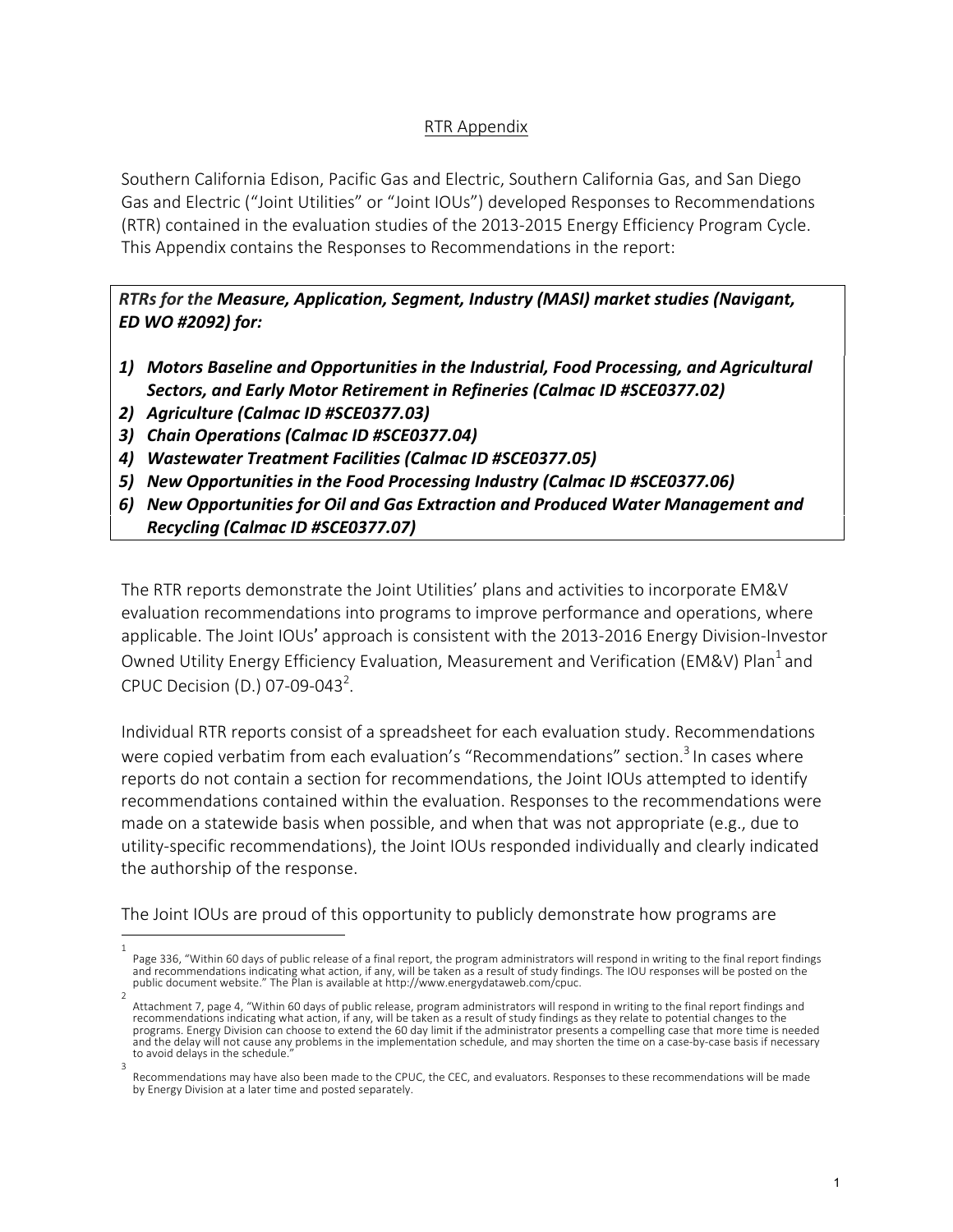## RTR Appendix

Southern California Edison, Pacific Gas and Electric, Southern California Gas, and San Diego Gas and Electric ("Joint Utilities" or "Joint IOUs") developed Responses to Recommendations (RTR) contained in the evaluation studies of the 2013-2015 Energy Efficiency Program Cycle. This Appendix contains the Responses to Recommendations in the report:

***RTRs for the Measure, Application, Segment, Industry (MASI) market studies (Navigant, ED WO #2092) for:***

1) ***Motors Baseline and Opportunities in the Industrial, Food Processing, and Agricultural Sectors, and Early Motor Retirement in Refineries (Calmac ID #SCE0377.02)***
2) ***Agriculture (Calmac ID #SCE0377.03)***
3) ***Chain Operations (Calmac ID #SCE0377.04)***
4) ***Wastewater Treatment Facilities (Calmac ID #SCE0377.05)***
5) ***New Opportunities in the Food Processing Industry (Calmac ID #SCE0377.06)***
6) ***New Opportunities for Oil and Gas Extraction and Produced Water Management and Recycling (Calmac ID #SCE0377.07)***

The RTR reports demonstrate the Joint Utilities' plans and activities to incorporate EM&V evaluation recommendations into programs to improve performance and operations, where applicable. The Joint IOUs' approach is consistent with the 2013-2016 Energy Division-Investor Owned Utility Energy Efficiency Evaluation, Measurement and Verification (EM&V) Plan[1] and CPUC Decision (D.) 07-09-043[2].

Individual RTR reports consist of a spreadsheet for each evaluation study. Recommendations were copied verbatim from each evaluation's "Recommendations" section.[3] In cases where reports do not contain a section for recommendations, the Joint IOUs attempted to identify recommendations contained within the evaluation. Responses to the recommendations were made on a statewide basis when possible, and when that was not appropriate (e.g., due to utility-specific recommendations), the Joint IOUs responded individually and clearly indicated the authorship of the response.

The Joint IOUs are proud of this opportunity to publicly demonstrate how programs are

---

[1] Page 336, "Within 60 days of public release of a final report, the program administrators will respond in writing to the final report findings and recommendations indicating what action, if any, will be taken as a result of study findings. The IOU responses will be posted on the public document website." The Plan is available at http://www.energydataweb.com/cpuc.

[2] Attachment 7, page 4, "Within 60 days of public release, program administrators will respond in writing to the final report findings and recommendations indicating what action, if any, will be taken as a result of study findings as they relate to potential changes to the programs. Energy Division can choose to extend the 60 day limit if the administrator presents a compelling case that more time is needed and the delay will not cause any problems in the implementation schedule, and may shorten the time on a case-by-case basis if necessary to avoid delays in the schedule."

[3] Recommendations may have also been made to the CPUC, the CEC, and evaluators. Responses to these recommendations will be made by Energy Division at a later time and posted separately.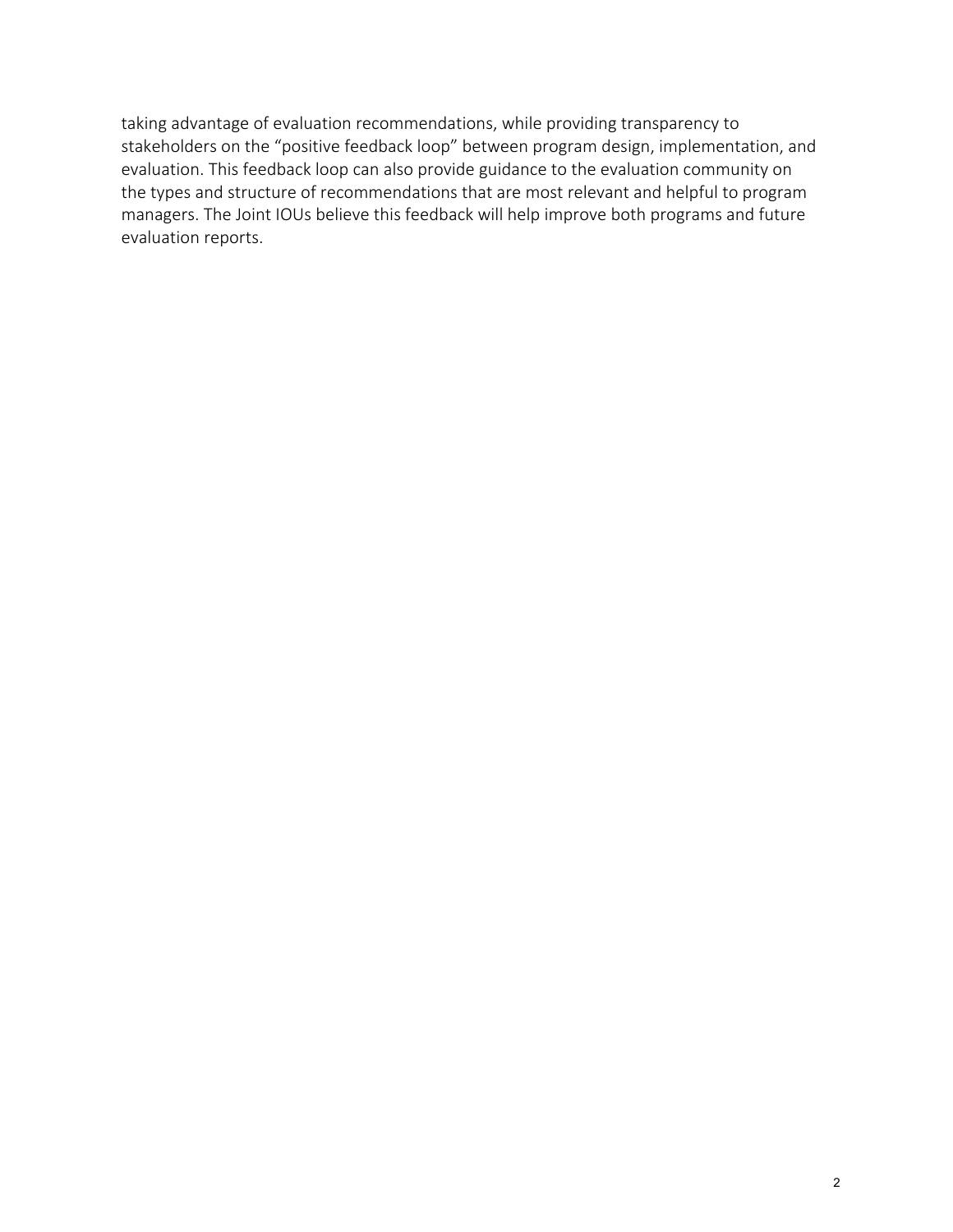taking advantage of evaluation recommendations, while providing transparency to stakeholders on the "positive feedback loop" between program design, implementation, and evaluation. This feedback loop can also provide guidance to the evaluation community on the types and structure of recommendations that are most relevant and helpful to program managers. The Joint IOUs believe this feedback will help improve both programs and future evaluation reports.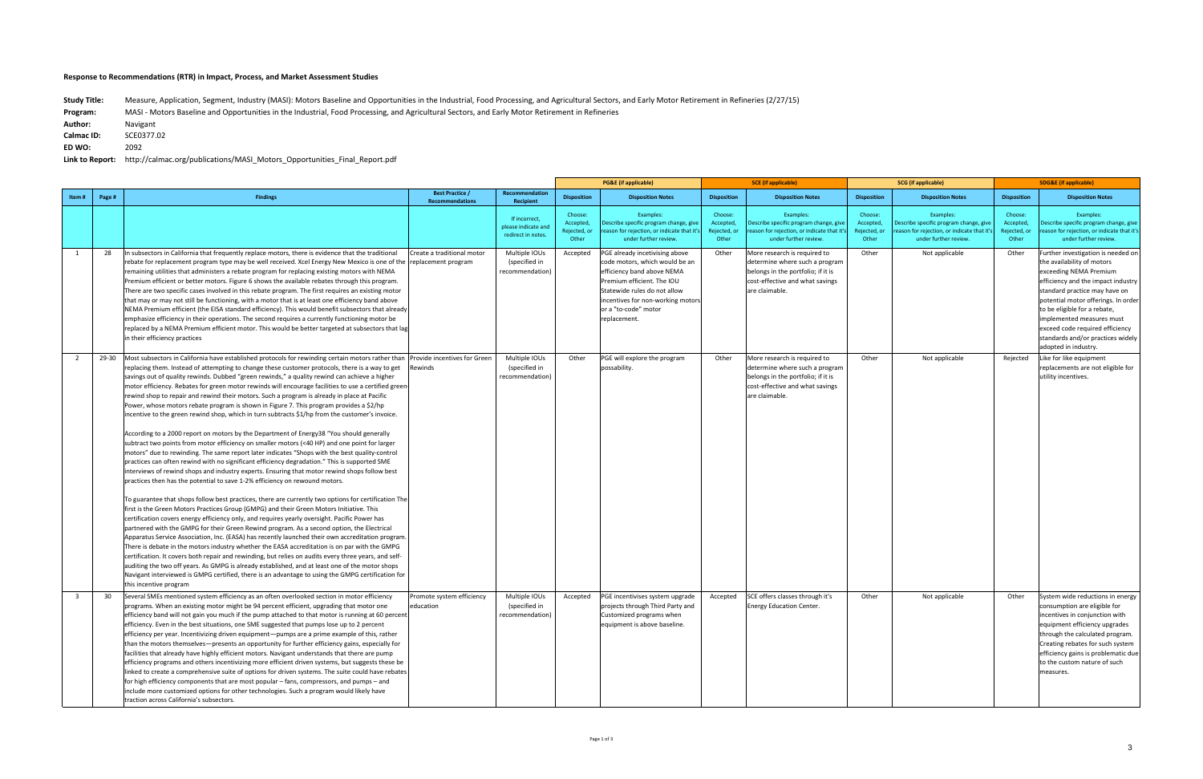**Response to Recommendations (RTR) in Impact, Process, and Market Assessment Studies**

**Study Title:** Measure, Application, Segment, Industry (MASI): Motors Baseline and Opportunities in the Industrial, Food Processing, and Agricultural Sectors, and Early Motor Retirement in Refineries (2/27/15)
**Program:** MASI - Motors Baseline and Opportunities in the Industrial, Food Processing, and Agricultural Sectors, and Early Motor Retirement in Refineries
**Author:** Navigant
**Calmac ID:** SCE0377.02
**ED WO:** 2092
**Link to Report:** http://calmac.org/publications/MASI_Motors_Opportunities_Final_Report.pdf

| | | | | | PG&E (if applicable) | | SCE (if applicable) | | SCG (if applicable) | | SDG&E (if applicable) | |
|---|---|---|---|---|---|---|---|---|---|---|---|---|
| Item # | Page # | Findings | Best Practice / Recommendations | Recommendation Recipient | Disposition | Disposition Notes | Disposition | Disposition Notes | Disposition | Disposition Notes | Disposition | Disposition Notes |
| | | | | If incorrect, please indicate and redirect in notes. | Choose: Accepted, Rejected, or Other | Examples: Describe specific program change, give reason for rejection, or indicate that it's under further review. | Choose: Accepted, Rejected, or Other | Examples: Describe specific program change, give reason for rejection, or indicate that it's under further review. | Choose: Accepted, Rejected, or Other | Examples: Describe specific program change, give reason for rejection, or indicate that it's under further review. | Choose: Accepted, Rejected, or Other | Examples: Describe specific program change, give reason for rejection, or indicate that it's under further review. |
| 1 | 28 | In subsectors in California that frequently replace motors, there is evidence that the traditional rebate for replacement program type may be well received. Xcel Energy New Mexico is one of the remaining utilities that administers a rebate program for replacing existing motors with NEMA Premium efficient or better motors. Figure 6 shows the available rebates through this program. There are two specific cases involved in this rebate program. The first requires an existing motor that may or may not still be functioning, with a motor that is at least one efficiency band above NEMA Premium efficient (the EISA standard efficiency). This would benefit subsectors that already emphasize efficiency in their operations. The second requires a currently functioning motor be replaced by a NEMA Premium efficient motor. This would be better targeted at subsectors that lag in their efficiency practices | Create a traditional motor replacement program | Multiple IOUs (specified in recommendation) | Accepted | PGE already incetivising above code motors, which would be an efficiency band above NEMA Premium efficient. The IOU Statewide rules do not allow incentives for non-working motors or a "to-code" motor replacement. | Other | More research is required to determine where such a program belongs in the portfolio; if it is cost-effective and what savings are claimable. | Other | Not applicable | Other | Further investigation is needed on the availability of motors exceeding NEMA Premium efficiency and the impact industry standard practice may have on potential motor offerings. In order to be eligible for a rebate, implemented measures must exceed code required efficiency standards and/or practices widely adopted in industry. |
| 2 | 29-30 | Most subsectors in California have established protocols for rewinding certain motors rather than replacing them. Instead of attempting to change these customer protocols, there is a way to get savings out of quality rewinds. Dubbed "green rewinds," a quality rewind can achieve a higher motor efficiency. Rebates for green motor rewinds will encourage facilities to use a certified green-rewind shop to repair and rewind their motors. Such a program is already in place at Pacific Power, whose motors rebate program is shown in Figure 7. This program provides a $2/hp incentive to the green rewind shop, which in turn subtracts $1/hp from the customer's invoice.<br><br>According to a 2000 report on motors by the Department of Energy38 "You should generally subtract two points from motor efficiency on smaller motors (<40 HP) and one point for larger motors" due to rewinding. The same report later indicates "Shops with the best quality-control practices can often rewind with no significant efficiency degradation." This is supported SME interviews of rewind shops and industry experts. Ensuring that motor rewind shops follow best practices then has the potential to save 1-2% efficiency on rewound motors.<br><br>To guarantee that shops follow best practices, there are currently two options for certification The first is the Green Motors Practices Group (GMPG) and their Green Motors Initiative. This certification covers energy efficiency only, and requires yearly oversight. Pacific Power has partnered with the GMPG for their Green Rewind program. As a second option, the Electrical Apparatus Service Association, Inc. (EASA) has recently launched their own accreditation program. There is debate in the motors industry whether the EASA accreditation is on par with the GMPG certification. It covers both repair and rewinding, but relies on audits every three years, and self-auditing the two off years. As GMPG is already established, and at least one of the motor shops Navigant interviewed is GMPG certified, there is an advantage to using the GMPG certification for this incentive program | Provide incentives for Green Rewinds | Multiple IOUs (specified in recommendation) | Other | PGE will explore the program possability. | Other | More research is required to determine where such a program belongs in the portfolio; if it is cost-effective and what savings are claimable. | Other | Not applicable | Rejected | Like for like equipment replacements are not eligible for utility incentives. |
| 3 | 30 | Several SMEs mentioned system efficiency as an often overlooked section in motor efficiency programs. When an existing motor might be 94 percent efficient, upgrading that motor one efficiency band will not gain you much if the pump attached to that motor is running at 60 percent efficiency. Even in the best situations, one SME suggested that pumps lose up to 2 percent efficiency per year. Incentivizing driven equipment—pumps are a prime example of this, rather than the motors themselves—presents an opportunity for further efficiency gains, especially for facilities that already have highly efficient motors. Navigant understands that there are pump efficiency programs and others incentivizing more efficient driven systems, but suggests these be linked to create a comprehensive suite of options for driven systems. The suite could have rebates for high efficiency components that are most popular – fans, compressors, and pumps – and include more customized options for other technologies. Such a program would likely have traction across California's subsectors. | Promote system efficiency education | Multiple IOUs (specified in recommendation) | Accepted | PGE incentivises system upgrade projects through Third Party and Customized programs when equipment is above baseline. | Accepted | SCE offers classes through it's Energy Education Center. | Other | Not applicable | Other | System wide reductions in energy consumption are eligible for incentives in conjunction with equipment efficiency upgrades through the calculated program. Creating rebates for such system efficiency gains is problematic due to the custom nature of such measures. |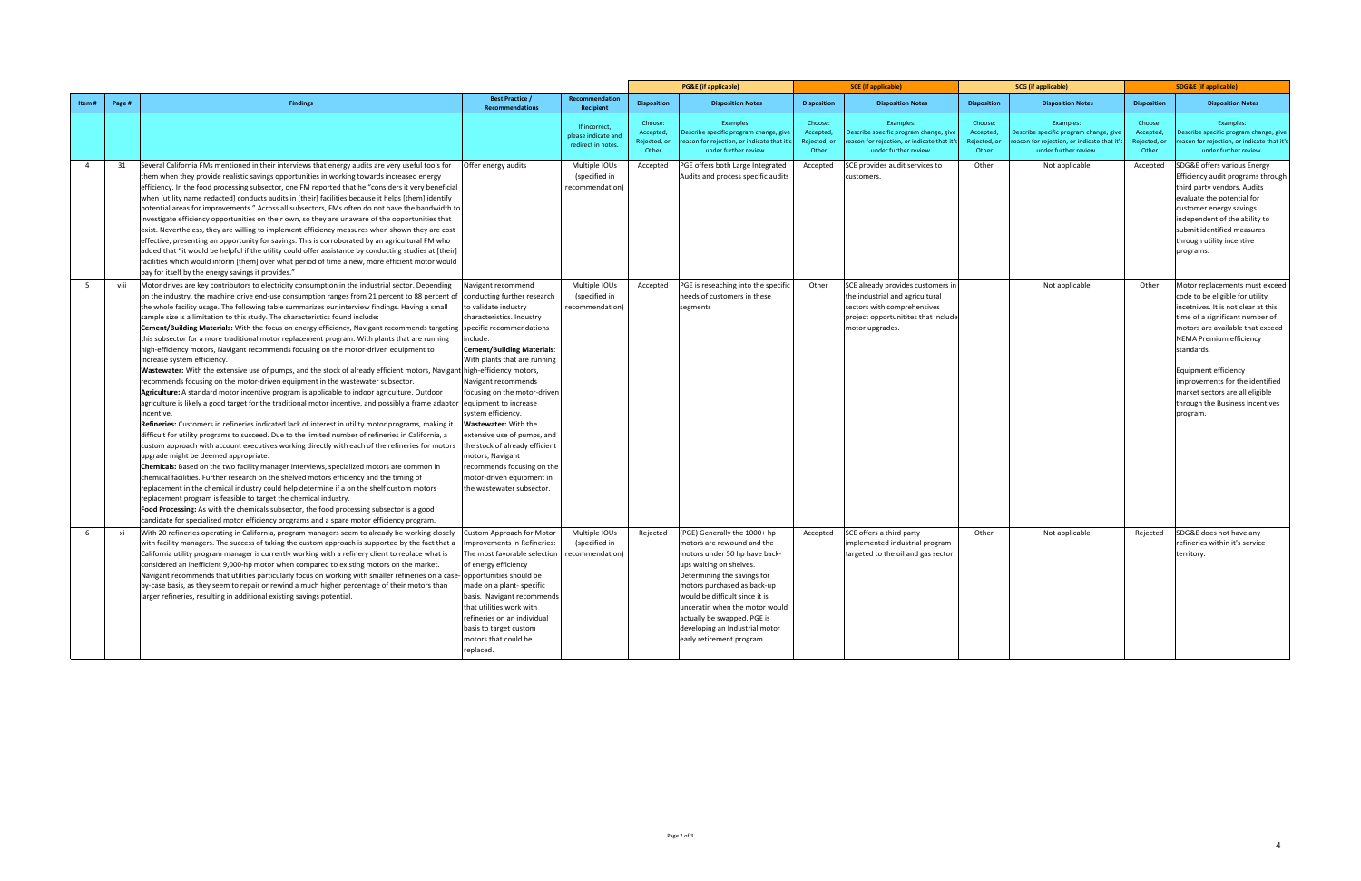| Item # | Page # | Findings | Best Practice / Recommendations | Recommendation Recipient | PG&E (if applicable) Disposition | PG&E (if applicable) Disposition Notes | SCE (if applicable) Disposition | SCE (if applicable) Disposition Notes | SCG (if applicable) Disposition | SCG (if applicable) Disposition Notes | SDG&E (if applicable) Disposition | SDG&E (if applicable) Disposition Notes |
|---|---|---|---|---|---|---|---|---|---|---|---|---|
| | | | | If incorrect, please indicate and redirect in notes. | Choose: Accepted, Rejected, or Other | Examples: Describe specific program change, give reason for rejection, or indicate that it's under further review. | Choose: Accepted, Rejected, or Other | Examples: Describe specific program change, give reason for rejection, or indicate that it's under further review. | Choose: Accepted, Rejected, or Other | Examples: Describe specific program change, give reason for rejection, or indicate that it's under further review. | Choose: Accepted, Rejected, or Other | Examples: Describe specific program change, give reason for rejection, or indicate that it's under further review. |
| 4 | 31 | Several California FMs mentioned in their interviews that energy audits are very useful tools for them when they provide realistic savings opportunities in working towards increased energy efficiency. In the food processing subsector, one FM reported that he "considers it very beneficial when [utility name redacted] conducts audits in [their] facilities because it helps [them] identify potential areas for improvements." Across all subsectors, FMs often do not have the bandwidth to investigate efficiency opportunities on their own, so they are unaware of the opportunities that exist. Nevertheless, they are willing to implement efficiency measures when shown they are cost effective, presenting an opportunity for savings. This is corroborated by an agricultural FM who added that "it would be helpful if the utility could offer assistance by conducting studies at [their] facilities which would inform [them] over what period of time a new, more efficient motor would pay for itself by the energy savings it provides." | Offer energy audits | Multiple IOUs (specified in recommendation) | Accepted | PGE offers both Large Integrated Audits and process specific audits | Accepted | SCE provides audit services to customers. | Other | Not applicable | Accepted | SDG&E offers various Energy Efficiency audit programs through third party vendors. Audits evaluate the potential for customer energy savings independent of the ability to submit identified measures through utility incentive programs. |
| 5 | viii | Motor drives are key contributors to electricity consumption in the industrial sector. Depending on the industry, the machine drive end-use consumption ranges from 21 percent to 88 percent of the whole facility usage. The following table summarizes our interview findings. Having a small sample size is a limitation to this study. The characteristics found include:<br>**Cement/Building Materials:** With the focus on energy efficiency, Navigant recommends targeting this subsector for a more traditional motor replacement program. With plants that are running high-efficiency motors, Navigant recommends focusing on the motor-driven equipment to increase system efficiency.<br>**Wastewater:** With the extensive use of pumps, and the stock of already efficient motors, Navigant recommends focusing on the motor-driven equipment in the wastewater subsector.<br>**Agriculture:** A standard motor incentive program is applicable to indoor agriculture. Outdoor agriculture is likely a good target for the traditional motor incentive, and possibly a frame adaptor incentive.<br>**Refineries:** Customers in refineries indicated lack of interest in utility motor programs, making it difficult for utility programs to succeed. Due to the limited number of refineries in California, a custom approach with account executives working directly with each of the refineries for motors upgrade might be deemed appropriate.<br>**Chemicals:** Based on the two facility manager interviews, specialized motors are common in chemical facilities. Further research on the shelved motors efficiency and the timing of replacement in the chemical industry could help determine if a on the shelf custom motors replacement program is feasible to target the chemical industry.<br>**Food Processing:** As with the chemicals subsector, the food processing subsector is a good candidate for specialized motor efficiency programs and a spare motor efficiency program. | Navigant recommend conducting further research to validate industry characteristics. Industry specific recommendations include:<br>**Cement/Building Materials**: With plants that are running high-efficiency motors, Navigant recommends focusing on the motor-driven equipment to increase system efficiency.<br>**Wastewater:** With the extensive use of pumps, and the stock of already efficient motors, Navigant recommends focusing on the motor-driven equipment in the wastewater subsector. | Multiple IOUs (specified in recommendation) | Accepted | PGE is reseaching into the specific needs of customers in these segments | Other | SCE already provides customers in the industrial and agricultural sectors with comprehensives project opportunitites that include motor upgrades. | | Not applicable | Other | Motor replacements must exceed code to be eligible for utility incetnives. It is not clear at this time of a significant number of motors are available that exceed NEMA Premium efficiency standards.<br><br>Equipment efficiency improvements for the identified market sectors are all eligible through the Business Incentives program. |
| 6 | xi | With 20 refineries operating in California, program managers seem to already be working closely with facility managers. The success of taking the custom approach is supported by the fact that a California utility program manager is currently working with a refinery client to replace what is considered an inefficient 9,000-hp motor when compared to existing motors on the market. Navigant recommends that utilities particularly focus on working with smaller refineries on a case-by-case basis, as they seem to repair or rewind a much higher percentage of their motors than larger refineries, resulting in additional existing savings potential. | Custom Approach for Motor Improvements in Refineries: The most favorable selection of energy efficiency opportunities should be made on a plant- specific basis. Navigant recommends that utilities work with refineries on an individual basis to target custom motors that could be replaced. | Multiple IOUs (specified in recommendation) | Rejected | (PGE) Generally the 1000+ hp motors are rewound and the motors under 50 hp have back-ups waiting on shelves. Determining the savings for motors purchased as back-up would be difficult since it is unceratin when the motor would actually be swapped. PGE is developing an Industrial motor early retirement program. | Accepted | SCE offers a third party implemented industrial program targeted to the oil and gas sector | Other | Not applicable | Rejected | SDG&E does not have any refineries within it's service territory. |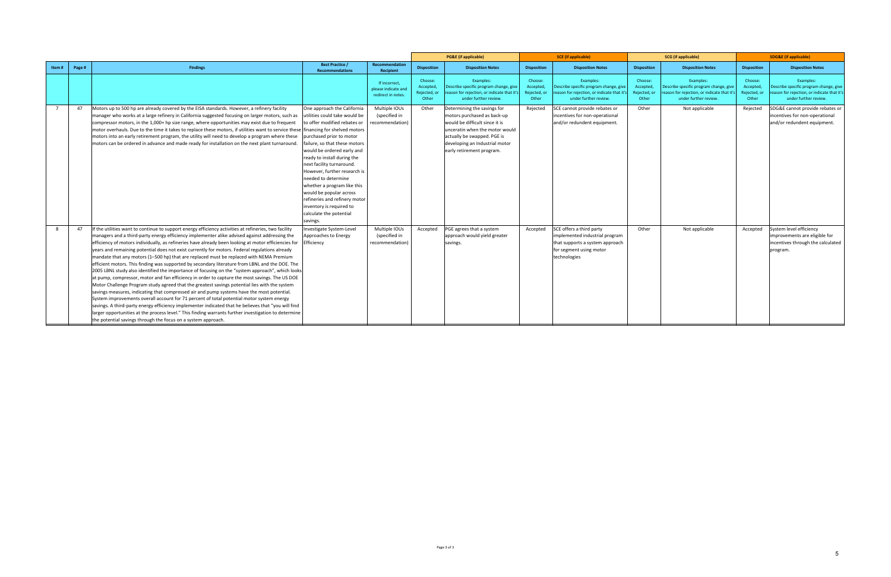| Item # | Page # | Findings | Best Practice / Recommendations | Recommendation Recipient | PG&E (if applicable) | | SCE (if applicable) | | SCG (if applicable) | | SDG&E (if applicable) | |
|---|---|---|---|---|---|---|---|---|---|---|---|---|
| | | | | | Disposition | Disposition Notes | Disposition | Disposition Notes | Disposition | Disposition Notes | Disposition | Disposition Notes |
| | | | | If incorrect, please indicate and redirect in notes. | Choose: Accepted, Rejected, or Other | Examples: Describe specific program change, give reason for rejection, or indicate that it's under further review. | Choose: Accepted, Rejected, or Other | Examples: Describe specific program change, give reason for rejection, or indicate that it's under further review. | Choose: Accepted, Rejected, or Other | Examples: Describe specific program change, give reason for rejection, or indicate that it's under further review. | Choose: Accepted, Rejected, or Other | Examples: Describe specific program change, give reason for rejection, or indicate that it's under further review. |
| 7 | 47 | Motors up to 500 hp are already covered by the EISA standards. However, a refinery facility manager who works at a large refinery in California suggested focusing on larger motors, such as compressor motors, in the 1,000+ hp size range, where opportunities may exist due to frequent motor overhauls. Due to the time it takes to replace these motors, if utilities want to service these motors into an early retirement program, the utility will need to develop a program where these motors can be ordered in advance and made ready for installation on the next plant turnaround. | One approach the California utilities could take would be to offer modified rebates or financing for shelved motors purchased prior to motor failure, so that these motors would be ordered early and ready to install during the next facility turnaround. However, further research is needed to determine whether a program like this would be popular across refineries and refinery motor inventory is required to calculate the potential savings. | Multiple IOUs (specified in recommendation) | Other | Determining the savings for motors purchased as back-up would be difficult since it is unceratin when the motor would actually be swapped. PGE is developing an Industrial motor early retirement program. | Rejected | SCE cannot provide rebates or incentives for non-operational and/or redundent equipment. | Other | Not applicable | Rejected | SDG&E cannot provide rebates or incentives for non-operational and/or redundent equipment. |
| 8 | 47 | If the utilities want to continue to support energy efficiency activities at refineries, two facility managers and a third-party energy efficiency implementer alike advised against addressing the efficiency of motors individually, as refineries have already been looking at motor efficiencies for years and remaining potential does not exist currently for motors. Federal regulations already mandate that any motors (1–500 hp) that are replaced must be replaced with NEMA Premium efficient motors. This finding was supported by secondary literature from LBNL and the DOE. The 2005 LBNL study also identified the importance of focusing on the "system approach", which looks at pump, compressor, motor and fan efficiency in order to capture the most savings. The US DOE Motor Challenge Program study agreed that the greatest savings potential lies with the system savings measures, indicating that compressed air and pump systems have the most potential. System improvements overall account for 71 percent of total potential motor system energy savings. A third-party energy efficiency implementer indicated that he believes that "you will find larger opportunities at the process level." This finding warrants further investigation to determine the potential savings through the focus on a system approach. | Investigate System-Level Approaches to Energy Efficiency | Multiple IOUs (specified in recommendation) | Accepted | PGE agrees that a system approach would yield greater savings. | Accepted | SCE offers a third party implemented industrial program that supports a system approach for segment using motor technologies | Other | Not applicable | Accepted | System level efficiency improvements are eligible for incentives through the calculated program. |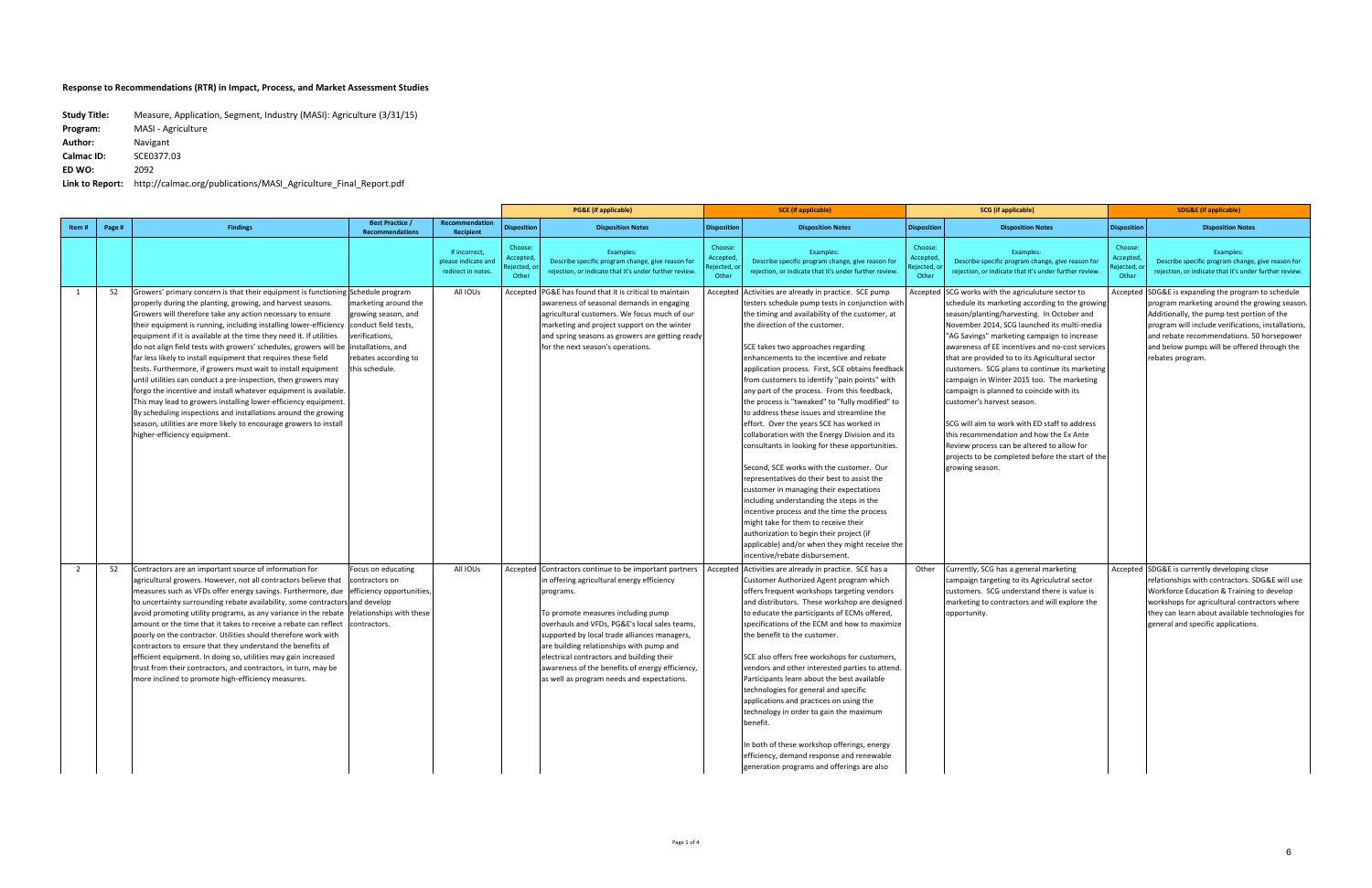**Response to Recommendations (RTR) in Impact, Process, and Market Assessment Studies**

**Study Title:** Measure, Application, Segment, Industry (MASI): Agriculture (3/31/15)
**Program:** MASI - Agriculture
**Author:** Navigant
**Calmac ID:** SCE0377.03
**ED WO:** 2092
**Link to Report:** http://calmac.org/publications/MASI_Agriculture_Final_Report.pdf

| | | | | | PG&E (if applicable) | | SCE (if applicable) | | SCG (if applicable) | | SDG&E (if applicable) | |
|---|---|---|---|---|---|---|---|---|---|---|---|---|
| Item # | Page # | Findings | Best Practice / Recommendations | Recommendation Recipient | Disposition | Disposition Notes | Disposition | Disposition Notes | Disposition | Disposition Notes | Disposition | Disposition Notes |
| | | | | If incorrect, please indicate and redirect in notes. | Choose: Accepted, Rejected, or Other | Examples: Describe specific program change, give reason for rejection, or indicate that it's under further review. | Choose: Accepted, Rejected, or Other | Examples: Describe specific program change, give reason for rejection, or indicate that it's under further review. | Choose: Accepted, Rejected, or Other | Examples: Describe specific program change, give reason for rejection, or indicate that it's under further review. | Choose: Accepted, Rejected, or Other | Examples: Describe specific program change, give reason for rejection, or indicate that it's under further review. |
| 1 | 52 | Growers' primary concern is that their equipment is functioning properly during the planting, growing, and harvest seasons. Growers will therefore take any action necessary to ensure their equipment is running, including installing lower-efficiency equipment if it is available at the time they need it. If utilities do not align field tests with growers' schedules, growers will be far less likely to install equipment that requires these field tests. Furthermore, if growers must wait to install equipment until utilities can conduct a pre-inspection, then growers may forgo the incentive and install whatever equipment is available. This may lead to growers installing lower-efficiency equipment. By scheduling inspections and installations around the growing season, utilities are more likely to encourage growers to install higher-efficiency equipment. | Schedule program marketing around the growing season, and conduct field tests, verifications, installations, and rebates according to this schedule. | All IOUs | Accepted | PG&E has found that it is critical to maintain awareness of seasonal demands in engaging agricultural customers. We focus much of our marketing and project support on the winter and spring seasons as growers are getting ready for the next season's operations. | Accepted | Activities are already in practice. SCE pump testers schedule pump tests in conjunction with the timing and availability of the customer, at the direction of the customer.<br><br>SCE takes two approaches regarding enhancements to the incentive and rebate application process. First, SCE obtains feedback from customers to identify "pain points" with any part of the process. From this feedback, the process is "tweaked" to "fully modified" to to address these issues and streamline the effort. Over the years SCE has worked in collaboration with the Energy Division and its consultants in looking for these opportunities.<br><br>Second, SCE works with the customer. Our representatives do their best to assist the customer in managing their expectations including understanding the steps in the incentive process and the time the process might take for them to receive their authorization to begin their project (if applicable) and/or when they might receive the incentive/rebate disbursement. | Accepted | SCG works with the agriculture sector to schedule its marketing according to the growing season/planting/harvesting. In October and November 2014, SCG launched its multi-media "AG Savings" marketing campaign to increase awareness of EE incentives and no-cost services that are provided to its Agricultural sector customers. SCG plans to continue its marketing campaign in Winter 2015 too. The marketing campaign is planned to coincide with its customer's harvest season.<br><br>SCG will aim to work with ED staff to address this recommendation and how the Ex Ante Review process can be altered to allow for projects to be completed before the start of the growing season. | Accepted | SDG&E is expanding the program to schedule program marketing around the growing season. Additionally, the pump test portion of the program will include verifications, installations, and rebate recommendations. 50 horsepower and below pumps will be offered through the rebates program. |
| 2 | 52 | Contractors are an important source of information for agricultural growers. However, not all contractors believe that measures such as VFDs offer energy savings. Furthermore, due to uncertainty surrounding rebate availability, some contractors avoid promoting utility programs, as any variance in the rebate amount or the time that it takes to receive a rebate can reflect poorly on the contractor. Utilities should therefore work with contractors to ensure that they understand the benefits of efficient equipment. In doing so, utilities may gain increased trust from their contractors, and contractors, in turn, may be more inclined to promote high-efficiency measures. | Focus on educating contractors on efficiency opportunities, and develop relationships with these contractors. | All IOUs | Accepted | Contractors continue to be important partners in offering agricultural energy efficiency programs.<br><br>To promote measures including pump overhauls and VFDs, PG&E's local sales teams, supported by local trade alliances managers, are building relationships with pump and electrical contractors and building their awareness of the benefits of energy efficiency, as well as program needs and expectations. | Accepted | Activities are already in practice. SCE has a Customer Authorized Agent program which offers frequent workshops targeting vendors and distributors. These workshop are designed to educate the participants of ECMs offered, specifications of the ECM and how to maximize the benefit to the customer.<br><br>SCE also offers free workshops for customers, vendors and other interested parties to attend. Participants learn about the best available technologies for general and specific applications and practices on using the technology in order to gain the maximum benefit.<br><br>In both of these workshop offerings, energy efficiency, demand response and renewable generation programs and offerings are also | Other | Currently, SCG has a general marketing campaign targeting to its Agriculutral sector customers. SCG understand there is value is marketing to contractors and will explore the opportunity. | Accepted | SDG&E is currently developing close relationships with contractors. SDG&E will use Workforce Education & Training to develop workshops for agricultural contractors where they can learn about available technologies for general and specific applications. |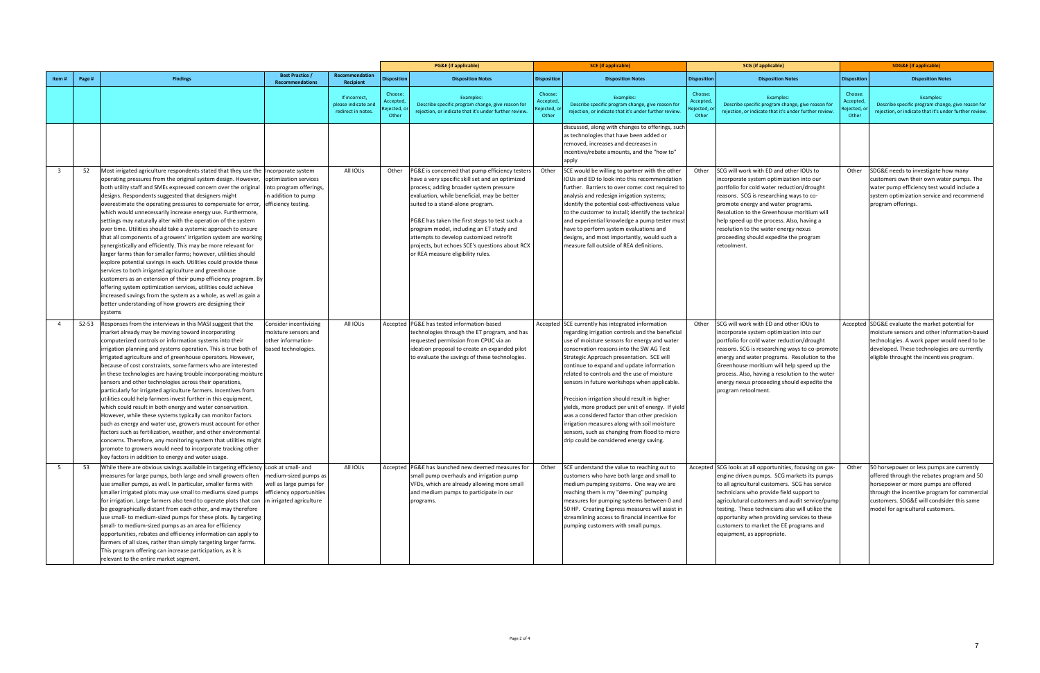| Item # | Page # | Findings | Best Practice / Recommendations | Recommendation Recipient | PG&E (if applicable) | | SCE (if applicable) | | SCG (if applicable) | | SDG&E (if applicable) | |
|---|---|---|---|---|---|---|---|---|---|---|---|---|
| | | | | | Disposition | Disposition Notes | Disposition | Disposition Notes | Disposition | Disposition Notes | Disposition | Disposition Notes |
| | | | | If incorrect, please indicate and redirect in notes. | Choose: Accepted, Rejected, or Other | Examples: Describe specific program change, give reason for rejection, or indicate that it's under further review. | Choose: Accepted, Rejected, or Other | Examples: Describe specific program change, give reason for rejection, or indicate that it's under further review. | Choose: Accepted, Rejected, or Other | Examples: Describe specific program change, give reason for rejection, or indicate that it's under further review. | Choose: Accepted, Rejected, or Other | Examples: Describe specific program change, give reason for rejection, or indicate that it's under further review. |
| | | | | | | | | discussed, along with changes to offerings, such as technologies that have been added or removed, increases and decreases in incentive/rebate amounts, and the "how to" apply | | | | |
| 3 | 52 | Most irrigated agriculture respondents stated that they use the operating pressures from the original system design. However, both utility staff and SMEs expressed concern over the original designs. Respondents suggested that designers might overestimate the operating pressures to compensate for error, which would unnecessarily increase energy use. Furthermore, settings may naturally alter with the operation of the system over time. Utilities should take a systemic approach to ensure that all components of a growers' irrigation system are working synergistically and efficiently. This may be more relevant for larger farms than for smaller farms; however, utilities should explore potential savings in each. Utilities could provide these services to both irrigated agriculture and greenhouse customers as an extension of their pump efficiency program. By offering system optimization services, utilities could achieve increased savings from the system as a whole, as well as gain a better understanding of how growers are designing their systems | Incorporate system optimization services into program offerings, in addition to pump efficiency testing. | All IOUs | Other | PG&E is concerned that pump efficiency testers have a very specific skill set and an optimized process; adding broader system pressure evaluation, while beneficial, may be better suited to a stand-alone program.<br><br>PG&E has taken the first steps to test such a program model, including an ET study and attempts to develop customized retrofit projects, but echoes SCE's questions about RCX or REA measure eligibility rules. | Other | SCE would be willing to partner with the other IOUs and ED to look into this recommendation further. Barriers to over come: cost required to analysis and redesign irrigation systems; identify the potential cost-effectiveness value to the customer to install; identify the technical and experiential knowledge a pump tester must have to perform system evaluations and designs, and most importantly, would such a measure fall outside of REA definitions. | Other | SCG will work with ED and other IOUs to incorporate system optimization into our portfolio for cold water reduction/drought reasons. SCG is researching ways to co-promote energy and water programs. Resolution to the Greenhouse moritium will help speed up the process. Also, having a resolution to the water energy nexus proceeding should expedite the program retoolment. | Other | SDG&E needs to investigate how many customers own their own water pumps. The water pump efficiency test would include a system optimization service and recommend program offerings. |
| 4 | 52-53 | Responses from the interviews in this MASI suggest that the market already may be moving toward incorporating computerized controls or information systems into their irrigation planning and systems operation. This is true both of irrigated agriculture and of greenhouse operators. However, because of cost constraints, some farmers who are interested in these technologies are having trouble incorporating moisture sensors and other technologies across their operations, particularly for irrigated agriculture farmers. Incentives from utilities could help farmers invest further in this equipment, which could result in both energy and water conservation. However, while these systems typically can monitor factors such as energy and water use, growers must account for other factors such as fertilization, weather, and other environmental concerns. Therefore, any monitoring system that utilities might promote to growers would need to incorporate tracking other key factors in addition to energy and water usage. | Consider incentivizing moisture sensors and other information-based technologies. | All IOUs | Accepted | PG&E has tested information-based technologies through the ET program, and has requested permission from CPUC via an ideation proposal to create an expanded pilot to evaluate the savings of these technologies. | Accepted | SCE currently has integrated information regarding irrigation controls and the beneficial use of moisture sensors for energy and water conservation reasons into the SW AG Test Strategic Approach presentation. SCE will continue to expand and update information related to controls and the use of moisture sensors in future workshops when applicable.<br><br>Precision irrigation should result in higher yields, more product per unit of energy. If yield was a considered factor than other precision irrigation measures along with soil moisture sensors, such as changing from flood to micro drip could be considered energy saving. | Other | SCG will work with ED and other IOUs to incorporate system optimization into our portfolio for cold water reduction/drought reasons. SCG is researching ways to co-promote energy and water programs. Resolution to the Greenhouse moritium will help speed up the process. Also, having a resolution to the water energy nexus proceeding should expedite the program retoolment. | Accepted | SDG&E evaluate the market potential for moisture sensors and other information-based technologies. A work paper would need to be developed. These technologies are currently eligible thr『ought the incentives program. |
| 5 | 53 | While there are obvious savings available in targeting efficiency measures for large pumps, both large and small growers often use smaller pumps, as well. In particular, smaller farms with smaller irrigated plots may use small to mediums sized pumps for irrigation. Large farmers also tend to operate plots that can be geographically distant from each other, and may therefore use small- to medium-sized pumps for these plots. By targeting small- to medium-sized pumps as an area for efficiency opportunities, rebates and efficiency information can apply to farmers of all sizes, rather than simply targeting larger farms. This program offering can increase participation, as it is relevant to the entire market segment. | Look at small- and medium-sized pumps as well as larger pumps for efficiency opportunities in irrigated agriculture | All IOUs | Accepted | PG&E has launched new deemed measures for small pump overhauls and irrigation pump VFDs, which are already allowing more small and medium pumps to participate in our programs. | Other | SCE understand the value to reaching out to customers who have both large and small to medium pumping systems. One way we are reaching them is my "deeming" pumping measures for pumping systems between 0 and 50 HP. Creating Express measures will assist in streamlining access to financial incentive for pumping customers with small pumps. | Accepted | SCG looks at all opportunities, focusing on gas-engine driven pumps. SCG markets its pumps to all agricultural customers. SCG has service technicians who provide field support to agriculutural customers and audit service/pump testing. These technicians also will utilize the opportunity when providing services to these customers to market the EE programs and equipment, as appropriate. | Other | 50 horsepower or less pumps are currently offered through the rebates program and 50 horsepower or more pumps are offered through the incentive program for commercial customers. SDG&E will condsider this same model for agricultural customers. |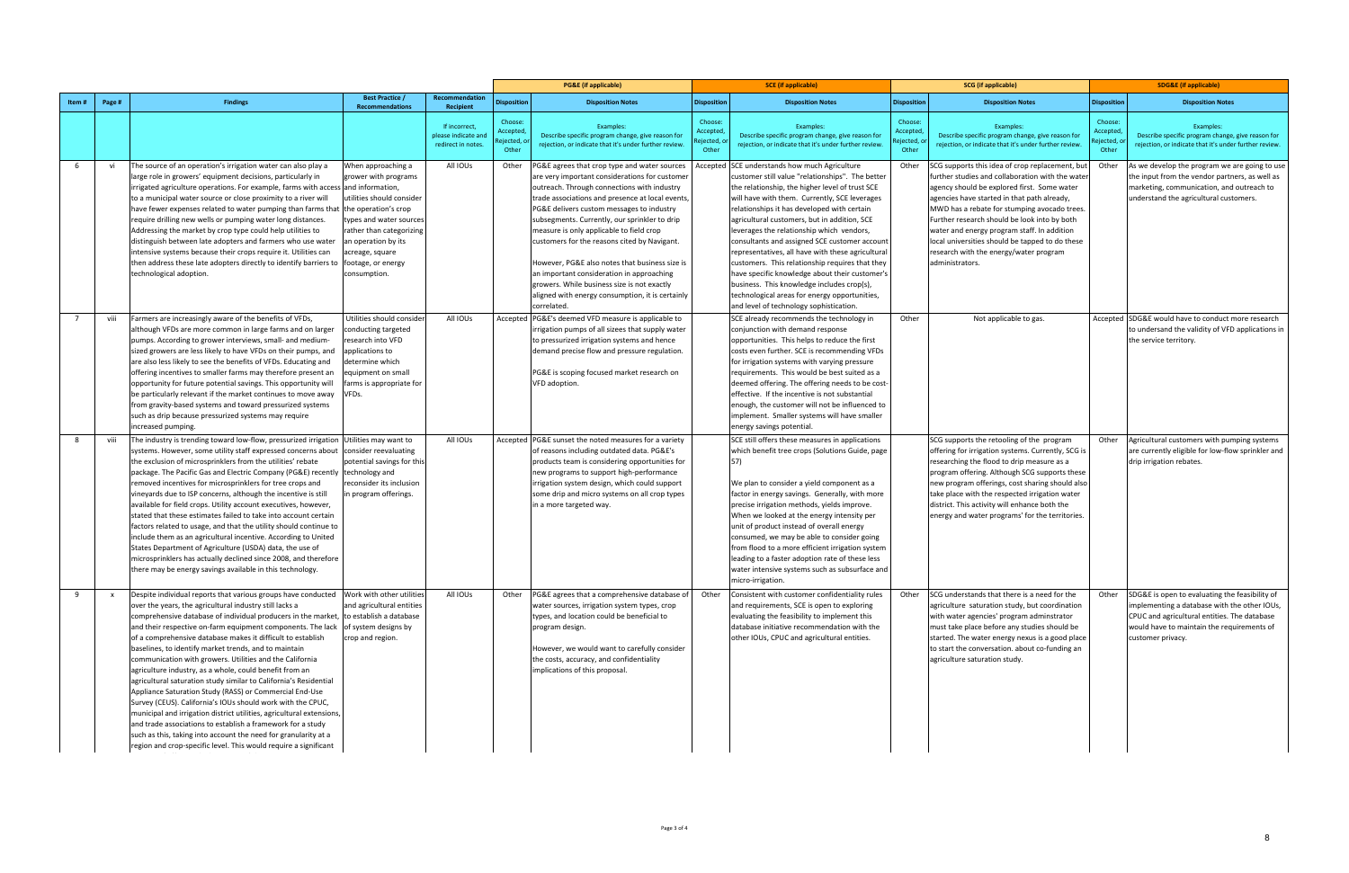| Item # | Page # | Findings | Best Practice / Recommendations | Recommendation Recipient | PG&E (if applicable) | | SCE (if applicable) | | SCG (if applicable) | | SDG&E (if applicable) | |
|---|---|---|---|---|---|---|---|---|---|---|---|---|
| | | | | | Disposition | Disposition Notes | Disposition | Disposition Notes | Disposition | Disposition Notes | Disposition | Disposition Notes |
| | | | | If incorrect, please indicate and redirect in notes. | Choose: Accepted, Rejected, or Other | Examples: Describe specific program change, give reason for rejection, or indicate that it's under further review. | Choose: Accepted, Rejected, or Other | Examples: Describe specific program change, give reason for rejection, or indicate that it's under further review. | Choose: Accepted, Rejected, or Other | Examples: Describe specific program change, give reason for rejection, or indicate that it's under further review. | Choose: Accepted, Rejected, or Other | Examples: Describe specific program change, give reason for rejection, or indicate that it's under further review. |
| 6 | vi | The source of an operation's irrigation water can also play a large role in growers' equipment decisions, particularly in irrigated agriculture operations. For example, farms with access to a municipal water source or close proximity to a river will have fewer expenses related to water pumping than farms that require drilling new wells or pumping water long distances. Addressing the market by crop type could help utilities to distinguish between late adopters and farmers who use water intensive systems because their crops require it. Utilities can then address these late adopters directly to identify barriers to technological adoption. | When approaching a grower with programs and information, utilities should consider the operation's crop types and water sources rather than categorizing an operation by its acreage, square footage, or energy consumption. | All IOUs | Other | PG&E agrees that crop type and water sources are very important considerations for customer outreach. Through connections with industry trade associations and presence at local events, PG&E delivers custom messages to industry subsegments. Currently, our sprinkler to drip measure is only applicable to field crop customers for the reasons cited by Navigant.<br><br>However, PG&E also notes that business size is an important consideration in approaching growers. While business size is not exactly aligned with energy consumption, it is certainly correlated. | Accepted | SCE understands how much Agriculture customer still value "relationships". The better the relationship, the higher level of trust SCE will have with them. Currently, SCE leverages relationships it has developed with certain agricultural customers, but in addition, SCE leverages the relationship which vendors, consultants and assigned SCE customer account representatives, all have with these agricultural customers. This relationship requires that they have specific knowledge about their customer's business. This knowledge includes crop(s), technological areas for energy opportunities, and level of technology sophistication. | Other | SCG supports this idea of crop replacement, but further studies and collaboration with the water agency should be explored first. Some water agencies have started in that path already, MWD has a rebate for stumping avocado trees. Further research should be look into by both water and energy program staff. In addition local universities should be tapped to do these research with the energy/water program administrators. | Other | As we develop the program we are going to use the input from the vendor partners, as well as marketing, communication, and outreach to understand the agricultural customers. |
| 7 | viii | Farmers are increasingly aware of the benefits of VFDs, although VFDs are more common in large farms and on larger pumps. According to grower interviews, small- and medium-sized growers are less likely to have VFDs on their pumps, and are also less likely to see the benefits of VFDs. Educating and offering incentives to smaller farms may therefore present an opportunity for future potential savings. This opportunity will be particularly relevant if the market continues to move away from gravity-based systems and toward pressurized systems such as drip because pressurized systems may require increased pumping. | Utilities should consider conducting targeted research into VFD applications to determine which equipment on small farms is appropriate for VFDs. | All IOUs | Accepted | PG&E's deemed VFD measure is applicable to irrigation pumps of all sizes that supply water to pressurized irrigation systems and hence demand precise flow and pressure regulation.<br><br>PG&E is scoping focused market research on VFD adoption. | | SCE already recommends the technology in conjunction with demand response opportunities. This helps to reduce the first costs even further. SCE is recommending VFDs for irrigation systems with varying pressure requirements. This would be best suited as a deemed offering. The offering needs to be cost-effective. If the incentive is not substantial enough, the customer will not be influenced to implement. Smaller systems will have smaller energy savings potential. | Other | Not applicable to gas. | Accepted | SDG&E would have to conduct more research to undersand the validity of VFD applications in the service territory. |
| 8 | viii | The industry is trending toward low-flow, pressurized irrigation systems. However, some utility staff expressed concerns about the exclusion of microsprinklers from the utilities' rebate package. The Pacific Gas and Electric Company (PG&E) recently removed incentives for microsprinklers for tree crops and vineyards due to ISP concerns, although the incentive is still available for field crops. Utility account executives, however, stated that these estimates failed to take into account certain factors related to usage, and that the utility should continue to include them as an agricultural incentive. According to United States Department of Agriculture (USDA) data, the use of microsprinklers has actually declined since 2008, and therefore there may be energy savings available in this technology. | Utilities may want to consider reevaluating potential savings for this technology and reconsider its inclusion in program offerings. | All IOUs | Accepted | PG&E sunset the noted measures for a variety of reasons including outdated data. PG&E's products team is considering opportunities for new programs to support high-performance irrigation system design, which could support some drip and micro systems on all crop types in a more targeted way. | | SCE still offers these measures in applications which benefit tree crops (Solutions Guide, page 57)<br><br>We plan to consider a yield component as a factor in energy savings. Generally, with more precise irrigation methods, yields improve. When we looked at the energy intensity per unit of product instead of overall energy consumed, we may be able to consider going from flood to a more efficient irrigation system leading to a faster adoption rate of these less water intensive systems such as subsurface and micro-irrigation. | | SCG supports the retooling of the program offering for irrigation systems. Currently, SCG is researching the flood to drip measure as a program offering. Although SCG supports these new program offerings, cost sharing should also take place with the respected irrigation water district. This activity will enhance both the energy and water programs' for the territories. | Other | Agricultural customers with pumping systems are currently eligible for low-flow sprinkler and drip irrigation rebates. |
| 9 | x | Despite individual reports that various groups have conducted over the years, the agricultural industry still lacks a comprehensive database of individual producers in the market, and their respective on-farm equipment components. The lack of a comprehensive database makes it difficult to establish baselines, to identify market trends, and to maintain communication with growers. Utilities and the California agriculture industry, as a whole, could benefit from an agricultural saturation study similar to California's Residential Appliance Saturation Study (RASS) or Commercial End-Use Survey (CEUS). California's IOUs should work with the CPUC, municipal and irrigation district utilities, agricultural extensions, and trade associations to establish a framework for a study such as this, taking into account the need for granularity at a region and crop-specific level. This would require a significant | Work with other utilities and agricultural entities to establish a database of system designs by crop and region. | All IOUs | Other | PG&E agrees that a comprehensive database of water sources, irrigation system types, crop types, and location could be beneficial to program design.<br><br>However, we would want to carefully consider the costs, accuracy, and confidentiality implications of this proposal. | Other | Consistent with customer confidentiality rules and requirements, SCE is open to exploring evaluating the feasibility to implement this database initiative recommendation with the other IOUs, CPUC and agricultural entities. | Other | SCG understands that there is a need for the agriculture saturation study, but coordination with water agencies' program adminstrator must take place before any studies should be started. The water energy nexus is a good place to start the conversation. about co-funding an agriculture saturation study. | Other | SDG&E is open to evaluating the feasibility of implementing a database with the other IOUs, CPUC and agricultural entities. The database would have to maintain the requirements of customer privacy. |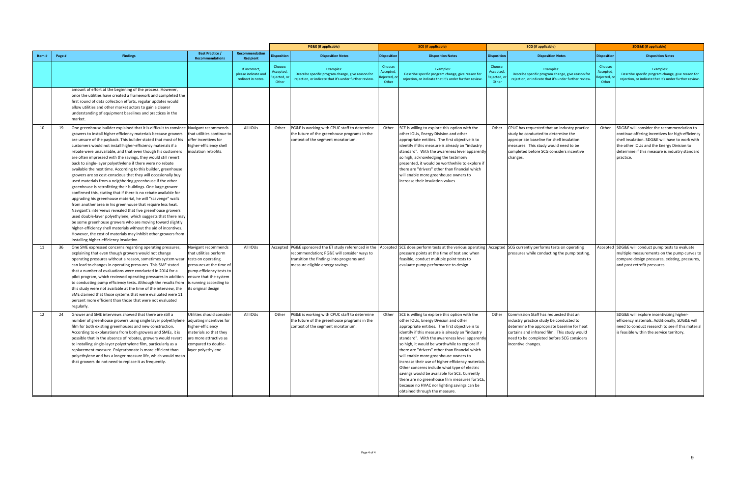| Item # | Page # | Findings | Best Practice / Recommendations | Recommendation Recipient | PG&E (if applicable) | | SCE (if applicable) | | SCG (if applicable) | | SDG&E (if applicable) | |
|---|---|---|---|---|---|---|---|---|---|---|---|---|
| | | | | | Disposition | Disposition Notes | Disposition | Disposition Notes | Disposition | Disposition Notes | Disposition | Disposition Notes |
| | | | | If incorrect, please indicate and redirect in notes. | Choose: Accepted, Rejected, or Other | Examples: Describe specific program change, give reason for rejection, or indicate that it's under further review. | Choose: Accepted, Rejected, or Other | Examples: Describe specific program change, give reason for rejection, or indicate that it's under further review. | Choose: Accepted, Rejected, or Other | Examples: Describe specific program change, give reason for rejection, or indicate that it's under further review. | Choose: Accepted, Rejected, or Other | Examples: Describe specific program change, give reason for rejection, or indicate that it's under further review. |
| | | amount of effort at the beginning of the process. However, once the utilities have created a framework and completed the first round of data collection efforts, regular updates would allow utilities and other market actors to gain a clearer understanding of equipment baselines and practices in the market. | | | | | | | | | | |
| 10 | 19 | One greenhouse builder explained that it is difficult to convince growers to install higher efficiency materials because growers are unsure of the payback. This builder stated that most of his customers would not install higher-efficiency materials if a rebate were unavailable, and that even though his customers are often impressed with the savings, they would still revert back to single-layer polyethylene if there were no rebate available the next time. According to this builder, greenhouse growers are so cost-conscious that they will occasionally buy used materials from a neighboring greenhouse if the other greenhouse is retrofitting their buildings. One large grower confirmed this, stating that if there is no rebate available for upgrading his greenhouse material, he will "scavenge" walls from another area in his greenhouse that require less heat. Navigant's interviews revealed that five greenhouse growers used double-layer polyethylene, which suggests that there may be some greenhouse growers who are moving toward slightly higher-efficiency shell materials without the aid of incentives. However, the cost of materials may inhibit other growers from installing higher-efficiency insulation. | Navigant recommends that utilities continue to offer incentives for higher-efficiency shell insulation retrofits. | All IOUs | Other | PG&E is working with CPUC staff to determine the future of the greenhouse programs in the context of the segment moratorium. | Other | SCE is willing to explore this option with the other IOUs, Energy Division and other appropriate entities. The first objective is to identify if this measure is already an "industry standard". With the awareness level apparently so high, acknowledging the testimony presented, it would be worthwhile to explore if there are "drivers" other than financial which will enable more greenhouse owners to increase their insulation values. | Other | CPUC has requested that an industry practice study be conducted to determine the appropriate baseline for shell insulation measures. This study would need to be completed before SCG considers incentive changes. | Other | SDG&E will consider the recommendation to continue offering incentives for high-efficiency shell insulation. SDG&E will have to work with the other IOUs and the Energy Division to determine if this measure is industry standard practice. |
| 11 | 36 | One SME expressed concerns regarding operating pressures, explaining that even though growers would not change operating pressures without a reason, sometimes system wear can lead to changes in operating pressures. This SME stated that a number of evaluations were conducted in 2014 for a pilot program, which reviewed operating pressures in addition to conducting pump efficiency tests. Although the results from this study were not available at the time of the interview, the SME claimed that those systems that were evaluated were 11 percent more efficient than those that were not evaluated regularly. | Navigant recommends that utilities perform tests on operating pressures at the time of pump efficiency tests to ensure that the system is running according to its original design | All IOUs | Accepted | PG&E sponsored the ET study referenced in the recommendation; PG&E will consider ways to transition the findings into programs and measure eligible energy savings. | Accepted | SCE does perform tests at the various operating pressure points at the time of test and when feasible, conduct multiple point tests to evaluate pump performance to design. | Accepted | SCG currently performs tests on operating pressures while conducting the pump testing. | Accepted | SDG&E will conduct pump tests to evaluate multiple measurements on the pump curves to compare design pressures, existing, pressures, and post retrofit pressures. |
| 12 | 24 | Grower and SME interviews showed that there are still a number of greenhouse growers using single layer polyethylene film for both existing greenhouses and new construction. According to explanations from both growers and SMEs, it is possible that in the absence of rebates, growers would revert to installing single-layer polyethylene film, particularly as a replacement measure. Polycarbonate is more efficient than polyethylene and has a longer measure life, which would mean that growers do not need to replace it as frequently. | Utilities should consider adjusting incentives for higher-efficiency materials so that they are more attractive as compared to double-layer polyethylene | All IOUs | Other | PG&E is working with CPUC staff to determine the future of the greenhouse programs in the context of the segment moratorium. | Other | SCE is willing to explore this option with the other IOUs, Energy Division and other appropriate entities. The first objective is to identify if this measure is already an "industry standard". With the awareness level apparently so high, it would be worthwhile to explore if there are "drivers" other than financial which will enable more greenhouse owners to increase their use of higher efficiency materials. Other concerns include what type of electric savings would be available for SCE. Currently there are no greenhouse film measures for SCE, because no HVAC nor lighting savings can be obtained through the measure. | Other | Commission Staff has requested that an industry practice study be conducted to determine the appropriate baseline for heat curtains and infrared film. This study would need to be completed before SCG considers incentive changes. | | SDG&E will explore incentivizing higher-efficiency materials. Additionally, SDG&E will need to conduct research to see if this material is feasible within the service territory. |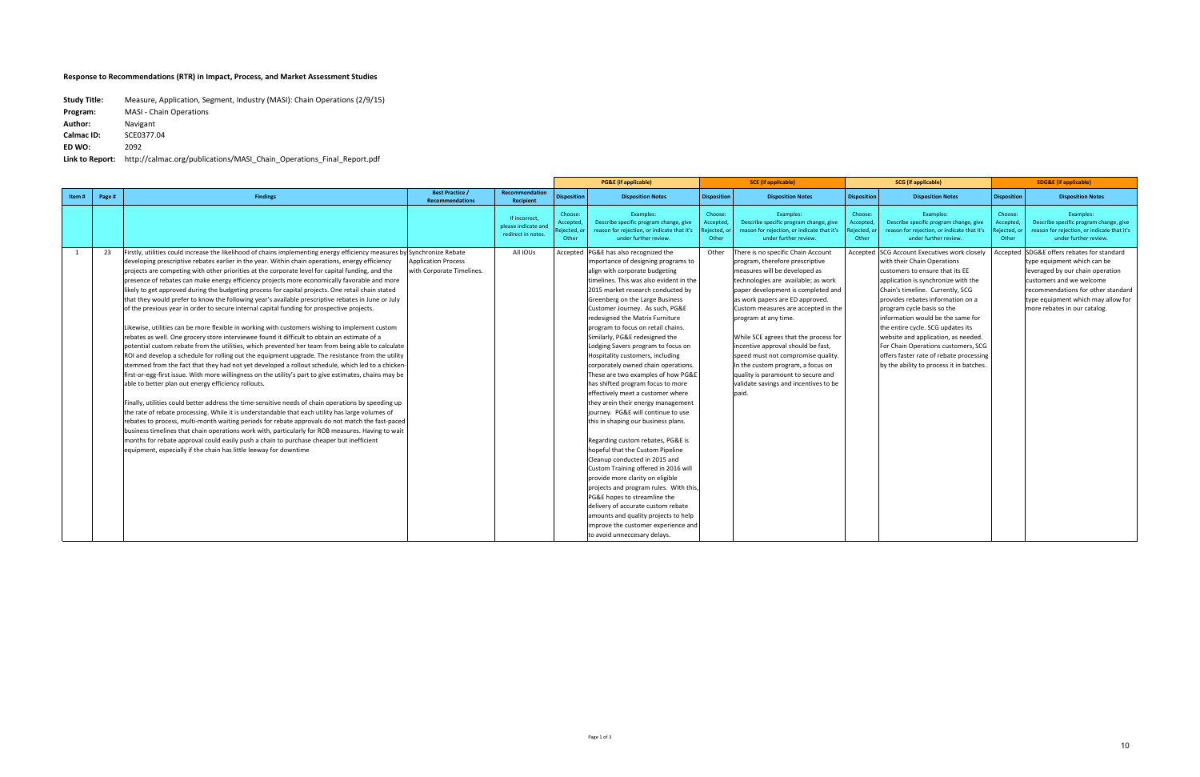**Response to Recommendations (RTR) in Impact, Process, and Market Assessment Studies**

**Study Title:** Measure, Application, Segment, Industry (MASI): Chain Operations (2/9/15)
**Program:** MASI - Chain Operations
**Author:** Navigant
**Calmac ID:** SCE0377.04
**ED WO:** 2092
**Link to Report:** http://calmac.org/publications/MASI_Chain_Operations_Final_Report.pdf

| Item # | Page # | Findings | Best Practice / Recommendations | Recommendation Recipient | PG&E (if applicable) Disposition | PG&E (if applicable) Disposition Notes | SCE (if applicable) Disposition | SCE (if applicable) Disposition Notes | SCG (if applicable) Disposition | SCG (if applicable) Disposition Notes | SDG&E (if applicable) Disposition | SDG&E (if applicable) Disposition Notes |
|---|---|---|---|---|---|---|---|---|---|---|---|---|
| | | | | If incorrect, please indicate and redirect in notes. | Choose: Accepted, Rejected, or Other | Examples: Describe specific program change, give reason for rejection, or indicate that it's under further review. | Choose: Accepted, Rejected, or Other | Examples: Describe specific program change, give reason for rejection, or indicate that it's under further review. | Choose: Accepted, Rejected, or Other | Examples: Describe specific program change, give reason for rejection, or indicate that it's under further review. | Choose: Accepted, Rejected, or Other | Examples: Describe specific program change, give reason for rejection, or indicate that it's under further review. |
| 1 | 23 | Firstly, utilities could increase the likelihood of chains implementing energy efficiency measures by developing prescriptive rebates earlier in the year. Within chain operations, energy efficiency projects are competing with other priorities at the corporate level for capital funding, and the presence of rebates can make energy efficiency projects more economically favorable and more likely to get approved during the budgeting process for capital projects. One retail chain stated that they would prefer to know the following year's available prescriptive rebates in June or July of the previous year in order to secure internal capital funding for prospective projects.<br><br>Likewise, utilities can be more flexible in working with customers wishing to implement custom rebates as well. One grocery store interviewee found it difficult to obtain an estimate of a potential custom rebate from the utilities, which prevented her team from being able to calculate ROI and develop a schedule for rolling out the equipment upgrade. The resistance from the utility stemmed from the fact that they had not yet developed a rollout schedule, which led to a chicken-first-or-egg-first issue. With more willingness on the utility's part to give estimates, chains may be able to better plan out energy efficiency rollouts.<br><br>Finally, utilities could better address the time-sensitive needs of chain operations by speeding up the rate of rebate processing. While it is understandable that each utility has large volumes of rebates to process, multi-month waiting periods for rebate approvals do not match the fast-paced business timelines that chain operations work with, particularly for ROB measures. Having to wait months for rebate approval could easily push a chain to purchase cheaper but inefficient equipment, especially if the chain has little leeway for downtime | Synchronize Rebate Application Process with Corporate Timelines. | All IOUs | Accepted | PG&E has also recognized the importance of designing programs to align with corporate budgeting timelines. This was also evident in the 2015 market research conducted by Greenberg on the Large Business Customer Journey. As such, PG&E redesigned the Matrix Furniture program to focus on retail chains. Similarly, PG&E redesigned the Lodging Savers program to focus on Hospitality customers, including corporately owned chain operations. These are two examples of how PG&E has shifted program focus to more effectively meet a customer where they arein their energy management journey. PG&E will continue to use this in shaping our business plans.<br><br>Regarding custom rebates, PG&E is hopeful that the Custom Pipeline Cleanup conducted in 2015 and Custom Training offered in 2016 will provide more clarity on eligible projects and program rules. With this, PG&E hopes to streamline the delivery of accurate custom rebate amounts and quality projects to help improve the customer experience and to avoid unneccesary delays. | Other | There is no specific Chain Account program, therefore prescriptive measures will be developed as technologies are available; as work paper development is completed and as work papers are ED approved. Custom measures are accepted in the program at any time.<br><br>While SCE agrees that the process for incentive approval should be fast, speed must not compromise quality. In the custom program, a focus on quality is paramount to secure and validate savings and incentives to be paid. | Accepted | SCG Account Executives work closely with their Chain Operations customers to ensure that its EE application is synchronize with the Chain's timeline. Currently, SCG provides rebates information on a program cycle basis so the information would be the same for the entire cycle. SCG updates its website and application, as needed. For Chain Operations customers, SCG offers faster rate of rebate processing by the ability to process it in batches. | Accepted | SDG&E offers rebates for standard type equipment which can be leveraged by our chain operation customers and we welcome recommendations for other standard type equipment which may allow for more rebates in our catalog. |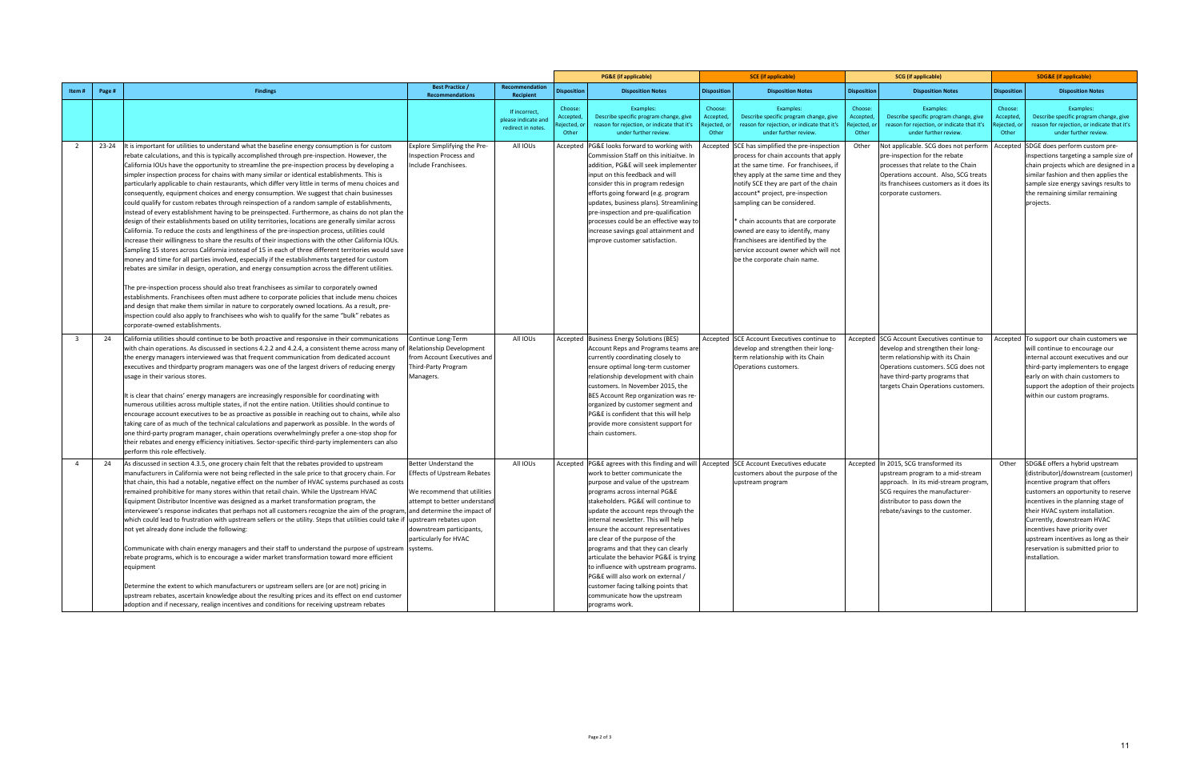| | | | | | PG&E (if applicable) | | SCE (if applicable) | | SCG (if applicable) | | SDG&E (if applicable) | |
|---|---|---|---|---|---|---|---|---|---|---|---|---|
| Item # | Page # | Findings | Best Practice / Recommendations | Recommendation Recipient | Disposition | Disposition Notes | Disposition | Disposition Notes | Disposition | Disposition Notes | Disposition | Disposition Notes |
| | | | | If incorrect, please indicate and redirect in notes. | Choose: Accepted, Rejected, or Other | Examples: Describe specific program change, give reason for rejection, or indicate that it's under further review. | Choose: Accepted, Rejected, or Other | Examples: Describe specific program change, give reason for rejection, or indicate that it's under further review. | Choose: Accepted, Rejected, or Other | Examples: Describe specific program change, give reason for rejection, or indicate that it's under further review. | Choose: Accepted, Rejected, or Other | Examples: Describe specific program change, give reason for rejection, or indicate that it's under further review. |
| 2 | 23-24 | It is important for utilities to understand what the baseline energy consumption is for custom rebate calculations, and this is typically accomplished through pre-inspection. However, the California IOUs have the opportunity to streamline the pre-inspection process by developing a simpler inspection process for chains with many similar or identical establishments. This is particularly applicable to chain restaurants, which differ very little in terms of menu choices and consequently, equipment choices and energy consumption. We suggest that chain businesses could qualify for custom rebates through reinspection of a random sample of establishments, instead of every establishment having to be preinspected. Furthermore, as chains do not plan the design of their establishments based on utility territories, locations are generally similar across California. To reduce the costs and lengthiness of the pre-inspection process, utilities could increase their willingness to share the results of their inspections with the other California IOUs. Sampling 15 stores across California instead of 15 in each of three different territories would save money and time for all parties involved, especially if the establishments targeted for custom rebates are similar in design, operation, and energy consumption across the different utilities.<br><br>The pre-inspection process should also treat franchisees as similar to corporately owned establishments. Franchisees often must adhere to corporate policies that include menu choices and design that make them similar in nature to corporately owned locations. As a result, pre-inspection could also apply to franchisees who wish to qualify for the same "bulk" rebates as corporate-owned establishments. | Explore Simplifying the Pre-Inspection Process and Include Franchisees. | All IOUs | Accepted | PG&E looks forward to working with Commission Staff on this initiaitve. In addition, PG&E will seek implementer input on this feedback and will consider this in program redesign efforts going forward (e.g. program updates, business plans). Streamlining pre-inspection and pre-qualification processes could be an effective way to increase savings goal attainment and improve customer satisfaction. | Accepted | SCE has simplified the pre-inspection process for chain accounts that apply at the same time. For franchisees, if they apply at the same time and they notify SCE they are part of the chain account* project, pre-inspection sampling can be considered.<br><br>* chain accounts that are corporate owned are easy to identify, many franchisees are identified by the service account owner which will not be the corporate chain name. | Other | Not applicable. SCG does not perform pre-inspection for the rebate processes that relate to the Chain Operations account. Also, SCG treats its franchisees customers as it does its corporate customers. | Accepted | SDGE does perform custom pre-inspections targeting a sample size of chain projects which are designed in a similar fashion and then applies the sample size energy savings results to the remaining similar remaining projects. |
| 3 | 24 | California utilities should continue to be both proactive and responsive in their communications with chain operations. As discussed in sections 4.2.2 and 4.2.4, a consistent theme across many of the energy managers interviewed was that frequent communication from dedicated account executives and thirdparty program managers was one of the largest drivers of reducing energy usage in their various stores.<br><br>It is clear that chains' energy managers are increasingly responsible for coordinating with numerous utilities across multiple states, if not the entire nation. Utilities should continue to encourage account executives to be as proactive as possible in reaching out to chains, while also taking care of as much of the technical calculations and paperwork as possible. In the words of one third-party program manager, chain operations overwhelmingly prefer a one-stop shop for their rebates and energy efficiency initiatives. Sector-specific third-party implementers can also perform this role effectively. | Continue Long-Term Relationship Development from Account Executives and Third-Party Program Managers. | All IOUs | Accepted | Business Energy Solutions (BES) Account Reps and Programs teams are currently coordinating closely to ensure optimal long-term customer relationship development with chain customers. In November 2015, the BES Account Rep organization was re-organized by customer segment and PG&E is confident that this will help provide more consistent support for chain customers. | Accepted | SCE Account Executives continue to develop and strengthen their long-term relationship with its Chain Operations customers. | Accepted | SCG Account Executives continue to develop and strengthen their long-term relationship with its Chain Operations customers. SCG does not have third-party programs that targets Chain Operations customers. | Accepted | To support our chain customers we will continue to encourage our internal account executives and our third-party implementers to engage early on with chain customers to support the adoption of their projects within our custom programs. |
| 4 | 24 | As discussed in section 4.3.5, one grocery chain felt that the rebates provided to upstream manufacturers in California were not being reflected in the sale price to that grocery chain. For that chain, this had a notable, negative effect on the number of HVAC systems purchased as costs remained prohibitive for many stores within that retail chain. While the Upstream HVAC Equipment Distributor Incentive was designed as a market transformation program, the interviewee's response indicates that perhaps not all customers recognize the aim of the program, which could lead to frustration with upstream sellers or the utility. Steps that utilities could take if not yet already done include the following:<br><br>Communicate with chain energy managers and their staff to understand the purpose of upstream rebate programs, which is to encourage a wider market transformation toward more efficient equipment<br><br>Determine the extent to which manufacturers or upstream sellers are (or are not) pricing in upstream rebates, ascertain knowledge about the resulting prices and its effect on end customer adoption and if necessary, realign incentives and conditions for receiving upstream rebates | Better Understand the Effects of Upstream Rebates<br><br>We recommend that utilities attempt to better understand and determine the impact of upstream rebates upon downstream participants, particularly for HVAC systems. | All IOUs | Accepted | PG&E agrees with this finding and will work to better communicate the purpose and value of the upstream programs across internal PG&E stakeholders. PG&E will continue to update the account reps through the internal newsletter. This will help ensure the account representatives are clear of the purpose of the programs and that they can clearly articulate the behavior PG&E is trying to influence with upstream programs. PG&E willl also work on external / customer facing talking points that communicate how the upstream programs work. | Accepted | SCE Account Executives educate customers about the purpose of the upstream program | Accepted | In 2015, SCG transformed its upstream program to a mid-stream approach. In its mid-stream program, SCG requires the manufacturer-distributor to pass down the rebate/savings to the customer. | Other | SDG&E offers a hybrid upstream (distributor)/downstream (customer) incentive program that offers customers an opportunity to reserve incentives in the planning stage of their HVAC system installation. Currently, downstream HVAC incentives have priority over upstream incentives as long as their reservation is submitted prior to installation. |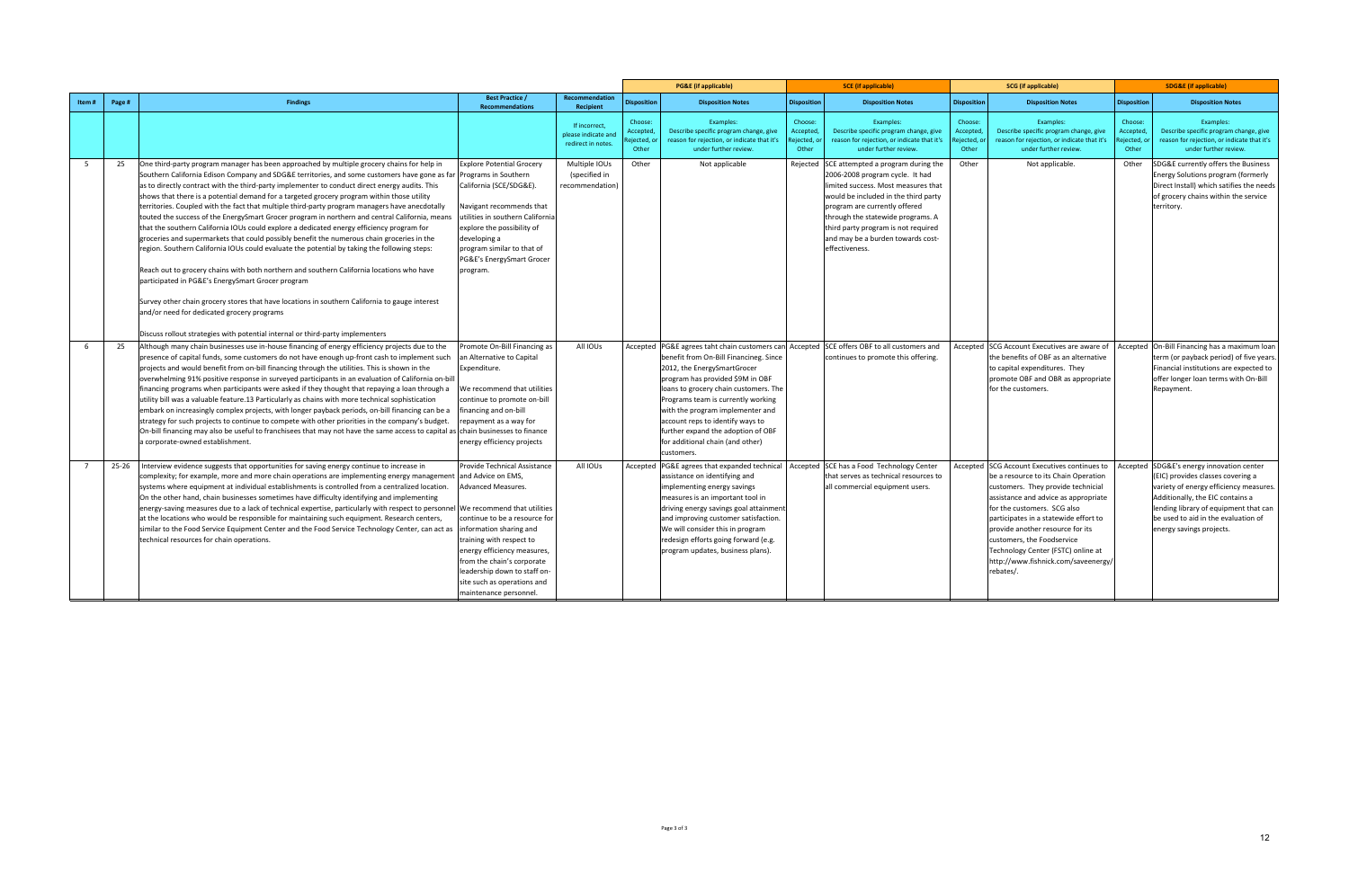| Item # | Page # | Findings | Best Practice / Recommendations | Recommendation Recipient | PG&E (if applicable) | | SCE (if applicable) | | SCG (if applicable) | | SDG&E (if applicable) | |
|---|---|---|---|---|---|---|---|---|---|---|---|---|
| | | | | | Disposition | Disposition Notes | Disposition | Disposition Notes | Disposition | Disposition Notes | Disposition | Disposition Notes |
| | | | | If incorrect, please indicate and redirect in notes. | Choose: Accepted, Rejected, or Other | Examples: Describe specific program change, give reason for rejection, or indicate that it's under further review. | Choose: Accepted, Rejected, or Other | Examples: Describe specific program change, give reason for rejection, or indicate that it's under further review. | Choose: Accepted, Rejected, or Other | Examples: Describe specific program change, give reason for rejection, or indicate that it's under further review. | Choose: Accepted, Rejected, or Other | Examples: Describe specific program change, give reason for rejection, or indicate that it's under further review. |
| 5 | 25 | One third-party program manager has been approached by multiple grocery chains for help in Southern California Edison Company and SDG&E territories, and some customers have gone as far as to directly contract with the third-party implementer to conduct direct energy audits. This shows that there is a potential demand for a targeted grocery program within those utility territories. Coupled with the fact that multiple third-party program managers have anecdotally touted the success of the EnergySmart Grocer program in northern and central California, means that the southern California IOUs could explore a dedicated energy efficiency program for groceries and supermarkets that could possibly benefit the numerous chain groceries in the region. Southern California IOUs could evaluate the potential by taking the following steps:<br><br>Reach out to grocery chains with both northern and southern California locations who have participated in PG&E's EnergySmart Grocer program<br><br>Survey other chain grocery stores that have locations in southern California to gauge interest and/or need for dedicated grocery programs<br><br>Discuss rollout strategies with potential internal or third-party implementers | Explore Potential Grocery Programs in Southern California (SCE/SDG&E).<br><br>Navigant recommends that utilities in southern California explore the possibility of developing a program similar to that of PG&E's EnergySmart Grocer program. | Multiple IOUs (specified in recommendation) | Other | Not applicable | Rejected | SCE attempted a program during the 2006-2008 program cycle. It had limited success. Most measures that would be included in the third party program are currently offered through the statewide programs. A third party program is not required and may be a burden towards cost-effectiveness. | Other | Not applicable. | Other | SDG&E currently offers the Business Energy Solutions program (formerly Direct Install) which satifies the needs of grocery chains within the service territory. |
| 6 | 25 | Although many chain businesses use in-house financing of energy efficiency projects due to the presence of capital funds, some customers do not have enough up-front cash to implement such projects and would benefit from on-bill financing through the utilities. This is shown in the overwhelming 91% positive response in surveyed participants in an evaluation of California on-bill financing programs when participants were asked if they thought that repaying a loan through a utility bill was a valuable feature.13 Particularly as chains with more technical sophistication embark on increasingly complex projects, with longer payback periods, on-bill financing can be a strategy for such projects to continue to compete with other priorities in the company's budget. On-bill financing may also be useful to franchisees that may not have the same access to capital as a corporate-owned establishment. | Promote On-Bill Financing as an Alternative to Capital Expenditure.<br><br>We recommend that utilities continue to promote on-bill financing and on-bill repayment as a way for chain businesses to finance energy efficiency projects | All IOUs | Accepted | PG&E agrees taht chain customers can benefit from On-Bill Financinge. Since 2012, the EnergySmartGrocer program has provided $9M in OBF loans to grocery chain customers. The Programs team is currently working with the program implementer and account reps to identify ways to further expand the adoption of OBF for additional chain (and other) customers. | Accepted | SCE offers OBF to all customers and continues to promote this offering. | Accepted | SCG Account Executives are aware of the benefits of OBF as an alternative to capital expenditures. They promote OBF and OBR as appropriate for the customers. | Accepted | On-Bill Financing has a maximum loan term (or payback period) of five years. Financial institutions are expected to offer longer loan terms with On-Bill Repayment. |
| 7 | 25-26 | Interview evidence suggests that opportunities for saving energy continue to increase in complexity; for example, more and more chain operations are implementing energy management systems where equipment at individual establishments is controlled from a centralized location. On the other hand, chain businesses sometimes have difficulty identifying and implementing energy-saving measures due to a lack of technical expertise, particularly with respect to personnel at the locations who would be responsible for maintaining such equipment. Research centers, similar to the Food Service Equipment Center and the Food Service Technology Center, can act as technical resources for chain operations. | Provide Technical Assistance and Advice on EMS, Advanced Measures.<br><br>We recommend that utilities continue to be a resource for information sharing and training with respect to energy efficiency measures, from the chain's corporate leadership down to staff on-site such as operations and maintenance personnel. | All IOUs | Accepted | PG&E agrees that expanded technical assistance on identifying and implementing energy savings measures is an important tool in driving energy savings goal attainment and improving customer satisfaction. We will consider this in program redesign efforts going forward (e.g. program updates, business plans). | Accepted | SCE has a Food Technology Center that serves as technical resources to all commercial equipment users. | Accepted | SCG Account Executives continues to be a resource to its Chain Operation customers. They provide technicial assistance and advice as appropriate for the customers. SCG also participates in a statewide effort to provide another resource for its customers, the Foodservice Technology Center (FSTC) online at http://www.fishnick.com/saveenergy/rebates/. | Accepted | SDG&E's energy innovation center (EIC) provides classes covering a variety of energy efficiency measures. Additionally, the EIC contains a lending library of equipment that can be used to aid in the evaluation of energy savings projects. |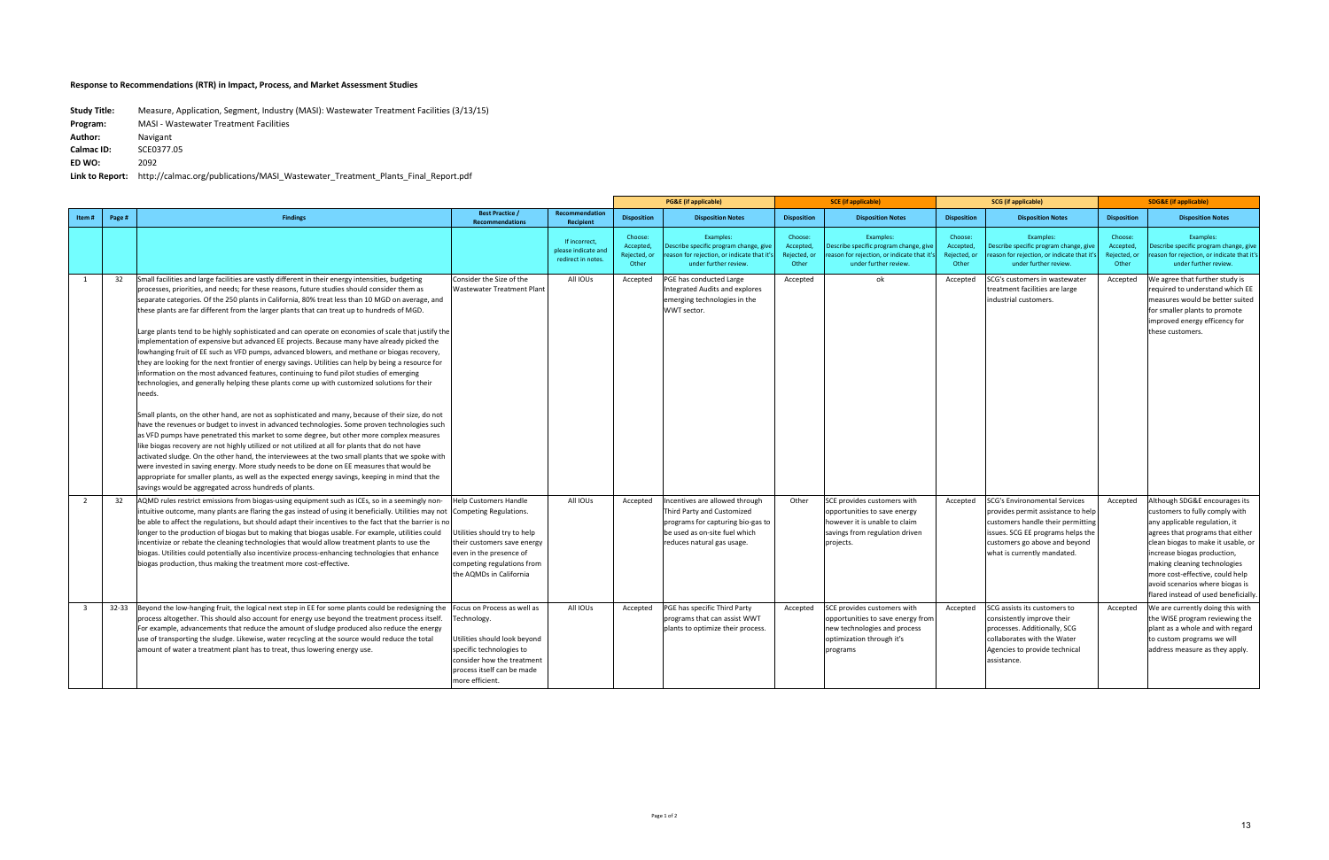## Response to Recommendations (RTR) in Impact, Process, and Market Assessment Studies

**Study Title:** Measure, Application, Segment, Industry (MASI): Wastewater Treatment Facilities (3/13/15)
**Program:** MASI - Wastewater Treatment Facilities
**Author:** Navigant
**Calmac ID:** SCE0377.05
**ED WO:** 2092
**Link to Report:** http://calmac.org/publications/MASI_Wastewater_Treatment_Plants_Final_Report.pdf

| | | | | | PG&E (if applicable) | | SCE (if applicable) | | SCG (if applicable) | | SDG&E (if applicable) | |
|---|---|---|---|---|---|---|---|---|---|---|---|---|
| Item # | Page # | Findings | Best Practice / Recommendations | Recommendation Recipient | Disposition | Disposition Notes | Disposition | Disposition Notes | Disposition | Disposition Notes | Disposition | Disposition Notes |
| | | | | If incorrect, please indicate and redirect in notes. | Choose: Accepted, Rejected, or Other | Examples: Describe specific program change, give reason for rejection, or indicate that it's under further review. | Choose: Accepted, Rejected, or Other | Examples: Describe specific program change, give reason for rejection, or indicate that it's under further review. | Choose: Accepted, Rejected, or Other | Examples: Describe specific program change, give reason for rejection, or indicate that it's under further review. | Choose: Accepted, Rejected, or Other | Examples: Describe specific program change, give reason for rejection, or indicate that it's under further review. |
| 1 | 32 | Small facilities and large facilities are vastly different in their energy intensities, budgeting processes, priorities, and needs; for these reasons, future studies should consider them as separate categories. Of the 250 plants in California, 80% treat less than 10 MGD on average, and these plants are far different from the larger plants that can treat up to hundreds of MGD.<br><br>Large plants tend to be highly sophisticated and can operate on economies of scale that justify the implementation of expensive but advanced EE projects. Because many have already picked the lowhanging fruit of EE such as VFD pumps, advanced blowers, and methane or biogas recovery, they are looking for the next frontier of energy savings. Utilities can help by being a resource for information on the most advanced features, continuing to fund pilot studies of emerging technologies, and generally helping these plants come up with customized solutions for their needs.<br><br>Small plants, on the other hand, are not as sophisticated and many, because of their size, do not have the revenues or budget to invest in advanced technologies. Some proven technologies such as VFD pumps have penetrated this market to some degree, but other more complex measures like biogas recovery are not highly utilized or not utilized at all for plants that do not have activated sludge. On the other hand, the interviewees at the two small plants that we spoke with were invested in saving energy. More study needs to be done on EE measures that would be appropriate for smaller plants, as well as the expected energy savings, keeping in mind that the savings would be aggregated across hundreds of plants. | Consider the Size of the Wastewater Treatment Plant | All IOUs | Accepted | PGE has conducted Large Integrated Audits and explores emerging technologies in the WWT sector. | Accepted | ok | Accepted | SCG's customers in wastewater treatment facilities are large industrial customers. | Accepted | We agree that further study is required to understand which EE measures would be better suited for smaller plants to promote improved energy efficency for these customers. |
| 2 | 32 | AQMD rules restrict emissions from biogas-using equipment such as ICEs, so in a seemingly non-intuitive outcome, many plants are flaring the gas instead of using it beneficially. Utilities may not be able to affect the regulations, but should adapt their incentives to the fact that the barrier is no longer to the production of biogas but to making that biogas usable. For example, utilities could incentivize or rebate the cleaning technologies that would allow treatment plants to use the biogas. Utilities could potentially also incentivize process-enhancing technologies that enhance biogas production, thus making the treatment more cost-effective. | Help Customers Handle Competing Regulations.<br><br>Utilities should try to help their customers save energy even in the presence of competing regulations from the AQMDs in California | All IOUs | Accepted | Incentives are allowed through Third Party and Customized programs for capturing bio-gas to be used as on-site fuel which reduces natural gas usage. | Other | SCE provides customers with opportunities to save energy however it is unable to claim savings from regulation driven projects. | Accepted | SCG's Environmental Services provides permit assistance to help customers handle their permitting issues. SCG EE programs helps the customers go above and beyond what is currently mandated. | Accepted | Although SDG&E encourages its customers to fully comply with any applicable regulation, it agrees that programs that either clean biogas to make it usable, or increase biogas production, making cleaning technologies more cost-effective, could help avoid scenarios where biogas is flared instead of used beneficially. |
| 3 | 32-33 | Beyond the low-hanging fruit, the logical next step in EE for some plants could be redesigning the process altogether. This should also account for energy use beyond the treatment process itself. For example, advancements that reduce the amount of sludge produced also reduce the energy use of transporting the sludge. Likewise, water recycling at the source would reduce the total amount of water a treatment plant has to treat, thus lowering energy use. | Focus on Process as well as Technology.<br><br>Utilities should look beyond specific technologies to consider how the treatment process itself can be made more efficient. | All IOUs | Accepted | PGE has specific Third Party programs that can assist WWT plants to optimize their process. | Accepted | SCE provides customers with opportunities to save energy from new technologies and process optimization through it's programs | Accepted | SCG assists its customers to consistently improve their processes. Additionally, SCG collaborates with the Water Agencies to provide technical assistance. | Accepted | We are currently doing this with the WISE program reviewing the plant as a whole and with regard to custom programs we will address measure as they apply. |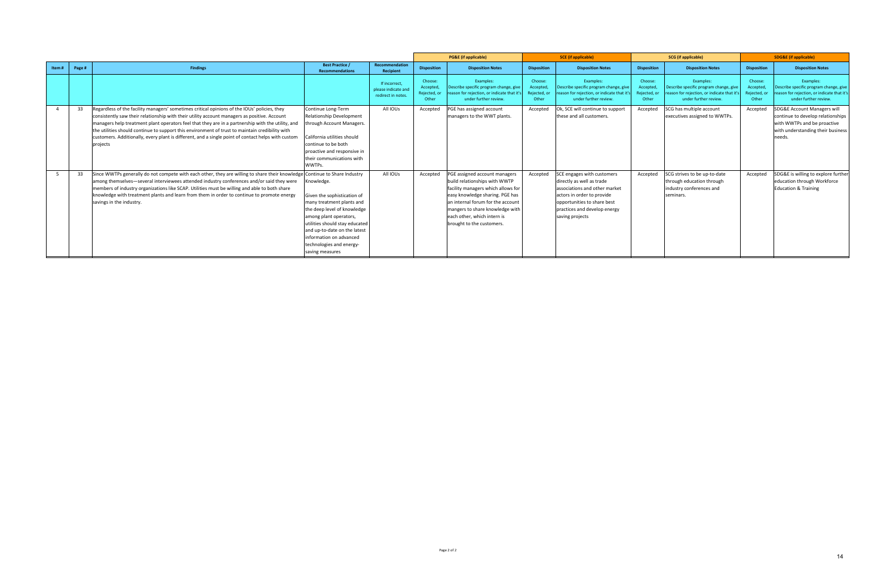| Item # | Page # | Findings | Best Practice / Recommendations | Recommendation Recipient | PG&E (if applicable) | | SCE (if applicable) | | SCG (if applicable) | | SDG&E (if applicable) | |
|---|---|---|---|---|---|---|---|---|---|---|---|---|
| | | | | | Disposition | Disposition Notes | Disposition | Disposition Notes | Disposition | Disposition Notes | Disposition | Disposition Notes |
| | | | | If incorrect, please indicate and redirect in notes. | Choose: Accepted, Rejected, or Other | Examples: Describe specific program change, give reason for rejection, or indicate that it's under further review. | Choose: Accepted, Rejected, or Other | Examples: Describe specific program change, give reason for rejection, or indicate that it's under further review. | Choose: Accepted, Rejected, or Other | Examples: Describe specific program change, give reason for rejection, or indicate that it's under further review. | Choose: Accepted, Rejected, or Other | Examples: Describe specific program change, give reason for rejection, or indicate that it's under further review. |
| 4 | 33 | Regardless of the facility managers' sometimes critical opinions of the IOUs' policies, they consistently saw their relationship with their utility account managers as positive. Account managers help treatment plant operators feel that they are in a partnership with the utility, and the utilities should continue to support this environment of trust to maintain credibility with customers. Additionally, every plant is different, and a single point of contact helps with custom projects | Continue Long-Term Relationship Development through Account Managers. California utilities should continue to be both proactive and responsive in their communications with WWTPs. | All IOUs | Accepted | PGE has assigned account managers to the WWT plants. | Accepted | Ok, SCE will continue to support these and all customers. | Accepted | SCG has multiple account executives assigned to WWTPs. | Accepted | SDG&E Account Managers will continue to develop relationships with WWTPs and be proactive with understanding their business needs. |
| 5 | 33 | Since WWTPs generally do not compete with each other, they are willing to share their knowledge among themselves—several interviewees attended industry conferences and/or said they were members of industry organizations like SCAP. Utilities must be willing and able to both share knowledge with treatment plants and learn from them in order to continue to promote energy savings in the industry. | Continue to Share Industry Knowledge. Given the sophistication of many treatment plants and the deep level of knowledge among plant operators, utilities should stay educated and up-to-date on the latest information on advanced technologies and energy-saving measures | All IOUs | Accepted | PGE assigned account managers build relationships with WWTP facility managers which allows for easy knowledge sharing. PGE has an internal forum for the account mangers to share knowledge with each other, which intern is brought to the customers. | Accepted | SCE engages with customers directly as well as trade associations and other market actors in order to provide opportunities to share best practices and develop energy saving projects | Accepted | SCG strives to be up-to-date through education through industry conferences and seminars. | Accepted | SDG&E is willing to explore further education through Workforce Education & Training |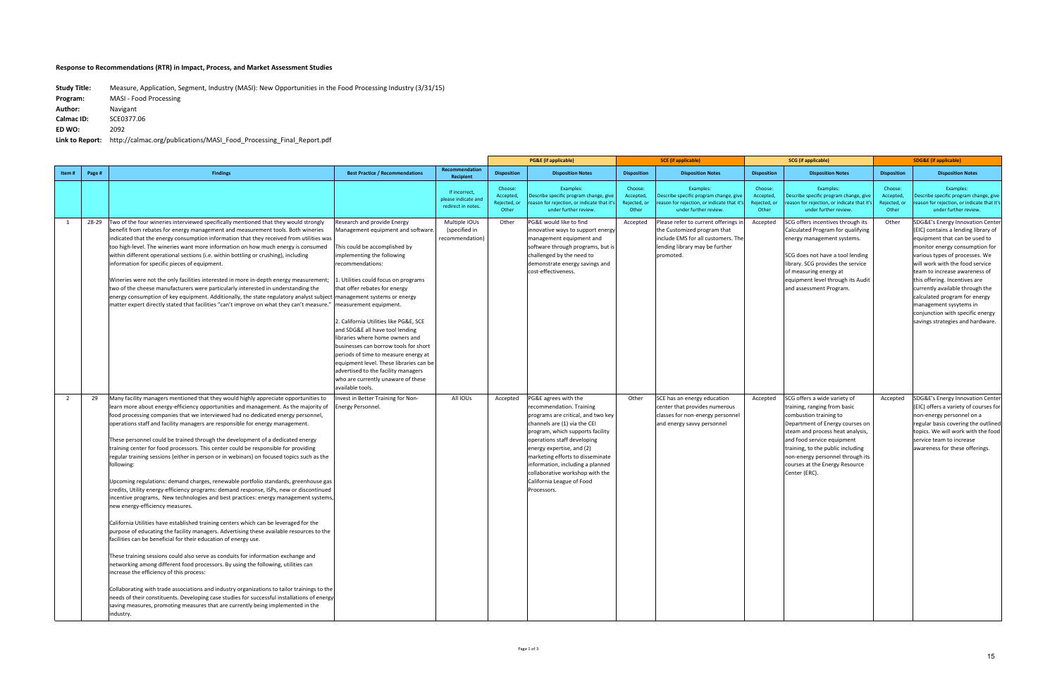**Response to Recommendations (RTR) in Impact, Process, and Market Assessment Studies**

**Study Title:** Measure, Application, Segment, Industry (MASI): New Opportunities in the Food Processing Industry (3/31/15)
**Program:** MASI - Food Processing
**Author:** Navigant
**Calmac ID:** SCE0377.06
**ED WO:** 2092
**Link to Report:** http://calmac.org/publications/MASI_Food_Processing_Final_Report.pdf

| | | | | | PG&E (if applicable) | | SCE (if applicable) | | SCG (if applicable) | | SDG&E (if applicable) | |
|---|---|---|---|---|---|---|---|---|---|---|---|---|
| Item # | Page # | Findings | Best Practice / Recommendations | Recommendation Recipient | Disposition | Disposition Notes | Disposition | Disposition Notes | Disposition | Disposition Notes | Disposition | Disposition Notes |
| | | | | If incorrect, please indicate and redirect in notes. | Choose: Accepted, Rejected, or Other | Examples: Describe specific program change, give reason for rejection, or indicate that it's under further review. | Choose: Accepted, Rejected, or Other | Examples: Describe specific program change, give reason for rejection, or indicate that it's under further review. | Choose: Accepted, Rejected, or Other | Examples: Describe specific program change, give reason for rejection, or indicate that it's under further review. | Choose: Accepted, Rejected, or Other | Examples: Describe specific program change, give reason for rejection, or indicate that it's under further review. |
| 1 | 28-29 | Two of the four wineries interviewed specifically mentioned that they would strongly benefit from rebates for energy management and measurement tools. Both wineries indicated that the energy consumption information that they received from utilities was too high-level. The wineries want more information on how much energy is consumed within different operational sections (i.e. within bottling or crushing), including information for specific pieces of equipment.<br><br>Wineries were not the only facilities interested in more in-depth energy measurement; two of the cheese manufacturers were particularly interested in understanding the energy consumption of key equipment. Additionally, the state regulatory analyst subject matter expert directly stated that facilities "can't improve on what they can't measure." | Research and provide Energy Management equipment and software.<br><br>This could be accomplished by implementing the following recommendations:<br><br>1. Utilities could focus on programs that offer rebates for energy management systems or energy measurement equipment.<br><br>2. California Utilities like PG&E, SCE and SDG&E all have tool lending libraries where home owners and businesses can borrow tools for short periods of time to measure energy at equipment level. These libraries can be advertised to the facility managers who are currently unaware of these available tools. | Multiple IOUs (specified in recommendation) | Other | PG&E would like to find innovative ways to support energy management equipment and software through programs, but is challenged by the need to demonstrate energy savings and cost-effectiveness. | Accepted | Please refer to current offerings in the Customized program that include EMS for all customers. The lending library may be further promoted. | Accepted | SCG offers incentives through its Calculated Program for qualifying energy management systems.<br><br>SCG does not have a tool lending library. SCG provides the service of measuring energy at equipment level through its Audit and assessment Program. | Other | SDG&E's Energy Innovation Center (EIC) contains a lending library of equipment that can be used to monitor energy consumption for various types of processes. We will work with the food service team to increase awareness of this offering. Incentives are currently available through the calculated program for energy management sysytems in conjunction with specific energy savings strategies and hardware. |
| 2 | 29 | Many facility managers mentioned that they would highly appreciate opportunities to learn more about energy-efficiency opportunities and management. As the majority of food processing companies that we interviewed had no dedicated energy personnel, operations staff and facility managers are responsible for energy management.<br><br>These personnel could be trained through the development of a dedicated energy training center for food processors. This center could be responsible for providing regular training sessions (either in person or in webinars) on focused topics such as the following:<br><br>Upcoming regulations: demand charges, renewable portfolio standards, greenhouse gas credits, Utility energy-efficiency programs: demand response, ISPs, new or discontinued incentive programs, New technologies and best practices: energy management systems, new energy-efficiency measures.<br><br>California Utilities have established training centers which can be leveraged for the purpose of educating the facility managers. Advertising these available resources to the facilities can be beneficial for their education of energy use.<br><br>These training sessions could also serve as conduits for information exchange and networking among different food processors. By using the following, utilities can increase the efficiency of this process:<br><br>Collaborating with trade associations and industry organizations to tailor trainings to the needs of their constituents. Developing case studies for successful installations of energy saving measures, promoting measures that are currently being implemented in the industry. | Invest in Better Training for Non-Energy Personnel. | All IOUs | Accepted | PG&E agrees with the recommendation. Training programs are critical, and two key channels are (1) via the CEI program, which supports facility operations staff developing energy expertise, and (2) marketing efforts to disseminate information, including a planned collaborative workshop with the California League of Food Processors. | Other | SCE has an energy education center that provides numerous classes for non-energy personnel and energy savvy personnel | Accepted | SCG offers a wide variety of training, ranging from basic combustion training to Department of Energy courses on steam and process heat analysis, and food service equipment training, to the public including non-energy personnel through its courses at the Energy Resource Center (ERC). | Accepted | SDG&E's Energy Innovation Center (EIC) offers a variety of courses for non-energy personnel on a regular basis covering the outlined topics. We will work with the food service team to increase awareness for these offerings. |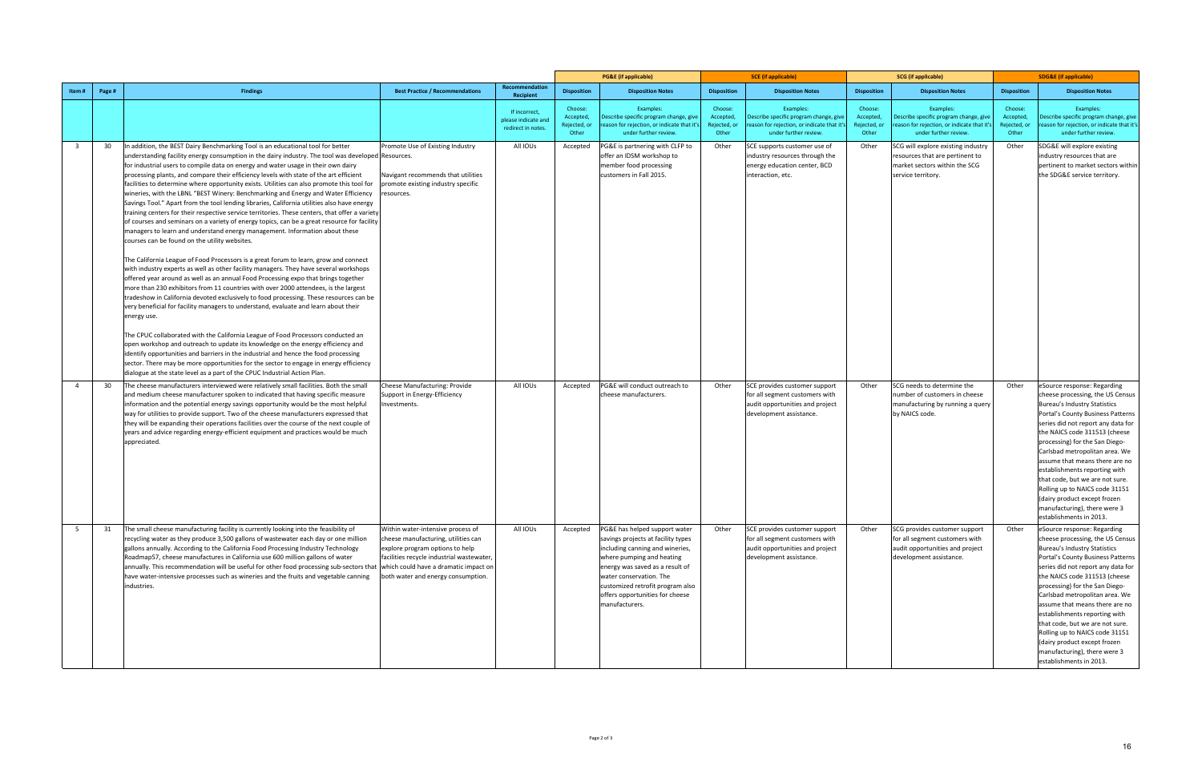| Item # | Page # | Findings | Best Practice / Recommendations | Recommendation Recipient | PG&E (if applicable) | | SCE (if applicable) | | SCG (if applicable) | | SDG&E (if applicable) | |
|---|---|---|---|---|---|---|---|---|---|---|---|---|
| | | | | | Disposition | Disposition Notes | Disposition | Disposition Notes | Disposition | Disposition Notes | Disposition | Disposition Notes |
| | | | | If incorrect, please indicate and redirect in notes. | Choose: Accepted, Rejected, or Other | Examples: Describe specific program change, give reason for rejection, or indicate that it's under further review. | Choose: Accepted, Rejected, or Other | Examples: Describe specific program change, give reason for rejection, or indicate that it's under further review. | Choose: Accepted, Rejected, or Other | Examples: Describe specific program change, give reason for rejection, or indicate that it's under further review. | Choose: Accepted, Rejected, or Other | Examples: Describe specific program change, give reason for rejection, or indicate that it's under further review. |
| 3 | 30 | In addition, the BEST Dairy Benchmarking Tool is an educational tool for better understanding facility energy consumption in the dairy industry. The tool was developed for industrial users to compile data on energy and water usage in their own dairy processing plants, and compare their efficiency levels with state of the art efficient facilities to determine where opportunity exists. Utilities can also promote this tool for wineries, with the LBNL "BEST Winery: Benchmarking and Energy and Water Efficiency Savings Tool." Apart from the tool lending libraries, California utilities also have energy training centers for their respective service territories. These centers, that offer a variety of courses and seminars on a variety of energy topics, can be a great resource for facility managers to learn and understand energy management. Information about these courses can be found on the utility websites.<br><br>The California League of Food Processors is a great forum to learn, grow and connect with industry experts as well as other facility managers. They have several workshops offered year around as well as an annual Food Processing expo that brings together more than 230 exhibitors from 11 countries with over 2000 attendees, is the largest tradeshow in California devoted exclusively to food processing. These resources can be very beneficial for facility managers to understand, evaluate and learn about their energy use.<br><br>The CPUC collaborated with the California League of Food Processors conducted an open workshop and outreach to update its knowledge on the energy efficiency and identify opportunities and barriers in the industrial and hence the food processing sector. There may be more opportunities for the sector to engage in energy efficiency dialogue at the state level as a part of the CPUC Industrial Action Plan. | Promote Use of Existing Industry Resources.<br><br>Navigant recommends that utilities promote existing industry specific resources. | All IOUs | Accepted | PG&E is partnering with CLFP to offer an IDSM workshop to member food processing customers in Fall 2015. | Other | SCE supports customer use of industry resources through the energy education center, BCD interaction, etc. | Other | SCG will explore existing industry resources that are pertinent to market sectors within the SCG service territory. | Other | SDG&E will explore existing industry resources that are pertinent to market sectors within the SDG&E service territory. |
| 4 | 30 | The cheese manufacturers interviewed were relatively small facilities. Both the small and medium cheese manufacturer spoken to indicated that having specific measure information and the potential energy savings opportunity would be the most helpful way for utilities to provide support. Two of the cheese manufacturers expressed that they will be expanding their operations facilities over the course of the next couple of years and advice regarding energy-efficient equipment and practices would be much appreciated. | Cheese Manufacturing: Provide Support in Energy-Efficiency Investments. | All IOUs | Accepted | PG&E will conduct outreach to cheese manufacturers. | Other | SCE provides customer support for all segment customers with audit opportunities and project development assistance. | Other | SCG needs to determine the number of customers in cheese manufacturing by running a query by NAICS code. | Other | eSource response: Regarding cheese processing, the US Census Bureau's Industry Statistics Portal's County Business Patterns series did not report any data for the NAICS code 311513 (cheese processing) for the San Diego-Carlsbad metropolitan area. We assume that means there are no establishments reporting with that code, but we are not sure. Rolling up to NAICS code 31151 (dairy product except frozen manufacturing), there were 3 establishments in 2013. |
| 5 | 31 | The small cheese manufacturing facility is currently looking into the feasibility of recycling water as they produce 3,500 gallons of wastewater each day or one million gallons annually. According to the California Food Processing Industry Technology Roadmap57, cheese manufactures in California use 600 million gallons of water annually. This recommendation will be useful for other food processing sub-sectors that have water-intensive processes such as wineries and the fruits and vegetable canning industries. | Within water-intensive process of cheese manufacturing, utilities can explore program options to help facilities recycle industrial wastewater, which could have a dramatic impact on both water and energy consumption. | All IOUs | Accepted | PG&E has helped support water savings projects at facility types including canning and wineries, where pumping and heating energy was saved as a result of water conservation. The customized retrofit program also offers opportunities for cheese manufacturers. | Other | SCE provides customer support for all segment customers with audit opportunities and project development assistance. | Other | SCG provides customer support for all segment customers with audit opportunities and project development assistance. | Other | eSource response: Regarding cheese processing, the US Census Bureau's Industry Statistics Portal's County Business Patterns series did not report any data for the NAICS code 311513 (cheese processing) for the San Diego-Carlsbad metropolitan area. We assume that means there are no establishments reporting with that code, but we are not sure. Rolling up to NAICS code 31151 (dairy product except frozen manufacturing), there were 3 establishments in 2013. |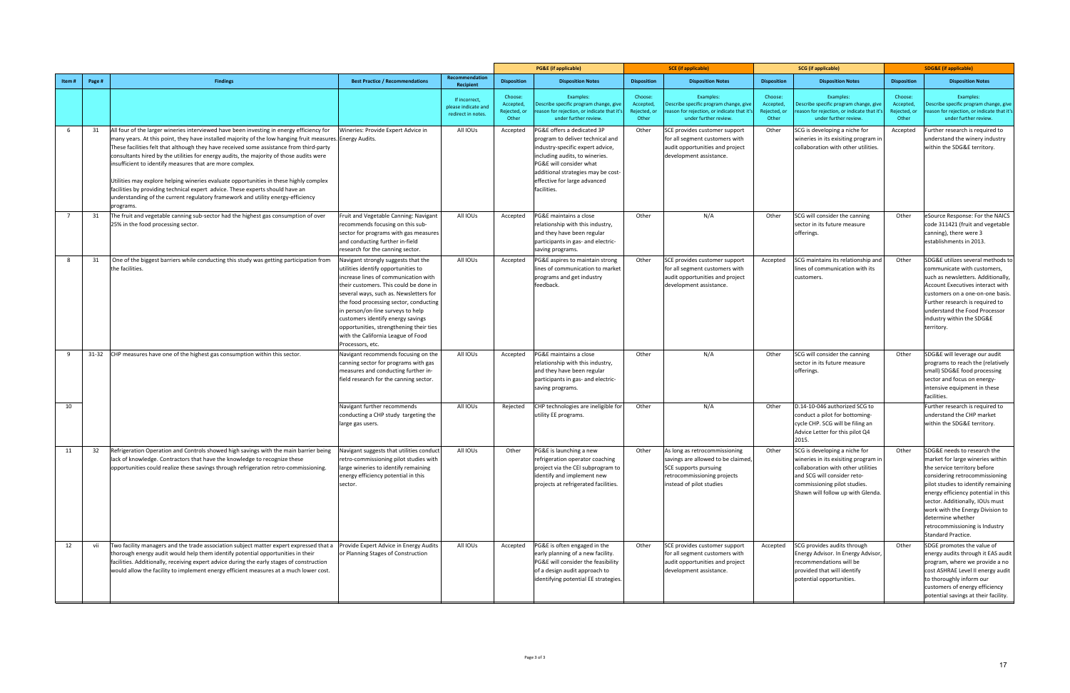| Item # | Page # | Findings | Best Practice / Recommendations | Recommendation Recipient | PG&E (if applicable) | | SCE (if applicable) | | SCG (if applicable) | | SDG&E (if applicable) | |
|---|---|---|---|---|---|---|---|---|---|---|---|---|
| | | | | | Disposition | Disposition Notes | Disposition | Disposition Notes | Disposition | Disposition Notes | Disposition | Disposition Notes |
| | | | | If incorrect, please indicate and redirect in notes. | Choose: Accepted, Rejected, or Other | Examples: Describe specific program change, give reason for rejection, or indicate that it's under further review. | Choose: Accepted, Rejected, or Other | Examples: Describe specific program change, give reason for rejection, or indicate that it's under further review. | Choose: Accepted, Rejected, or Other | Examples: Describe specific program change, give reason for rejection, or indicate that it's under further review. | Choose: Accepted, Rejected, or Other | Examples: Describe specific program change, give reason for rejection, or indicate that it's under further review. |
| 6 | 31 | All four of the larger wineries interviewed have been investing in energy efficiency for many years. At this point, they have installed majority of the low hanging fruit measures. These facilities felt that although they have received some assistance from third-party consultants hired by the utilities for energy audits, the majority of those audits were insufficient to identify measures that are more complex.<br><br>Utilities may explore helping wineries evaluate opportunities in these highly complex facilities by providing technical expert advice. These experts should have an understanding of the current regulatory framework and utility energy-efficiency programs. | Wineries: Provide Expert Advice in Energy Audits. | All IOUs | Accepted | PG&E offers a dedicated 3P program to deliver technical and industry-specific expert advice, including audits, to wineries. PG&E will consider what additional strategies may be cost-effective for large advanced facilities. | Other | SCE provides customer support for all segment customers with audit opportunities and project development assistance. | Other | SCG is developing a niche for wineries in its exisiting program in collaboration with other utilities. | Accepted | Further research is required to understand the winery industry within the SDG&E territory. |
| 7 | 31 | The fruit and vegetable canning sub-sector had the highest gas consumption of over 25% in the food processing sector. | Fruit and Vegetable Canning: Navigant recommends focusing on this sub-sector for programs with gas measures and conducting further in-field research for the canning sector. | All IOUs | Accepted | PG&E maintains a close relationship with this industry, and they have been regular participants in gas- and electric-saving programs. | Other | N/A | Other | SCG will consider the canning sector in its future measure offerings. | Other | eSource Response: For the NAICS code 311421 (fruit and vegetable canning), there were 3 establishments in 2013. |
| 8 | 31 | One of the biggest barriers while conducting this study was getting participation from the facilities. | Navigant strongly suggests that the utilities identify opportunities to increase lines of communication with their customers. This could be done in several ways, such as. Newsletters for the food processing sector, conducting in person/on-line surveys to help customers identify energy savings opportunities, strengthening their ties with the California League of Food Processors, etc. | All IOUs | Accepted | PG&E aspires to maintain strong lines of communication to market programs and get industry feedback. | Other | SCE provides customer support for all segment customers with audit opportunities and project development assistance. | Accepted | SCG maintains its relationship and lines of communication with its customers. | Other | SDG&E utilizes several methods to communicate with customers, such as newsletters. Additionally, Account Executives interact with customers on a one-on-one basis. Further research is required to understand the Food Processor industry within the SDG&E territory. |
| 9 | 31-32 | CHP measures have one of the highest gas consumption within this sector. | Navigant recommends focusing on the canning sector for programs with gas measures and conducting further in-field research for the canning sector. | All IOUs | Accepted | PG&E maintains a close relationship with this industry, and they have been regular participants in gas- and electric-saving programs. | Other | N/A | Other | SCG will consider the canning sector in its future measure offerings. | Other | SDG&E will leverage our audit programs to reach the (relatively small) SDG&E food processing sector and focus on energy-intensive equipment in these facilities. |
| 10 | | | Navigant further recommends conducting a CHP study targeting the large gas users. | All IOUs | Rejected | CHP technologies are ineligible for utility EE programs. | Other | N/A | Other | D.14-10-046 authorized SCG to conduct a pilot for bottoming-cycle CHP. SCG will be filing an Advice Letter for this pilot Q4 2015. | | Further research is required to understand the CHP market within the SDG&E territory. |
| 11 | 32 | Refrigeration Operation and Controls showed high savings with the main barrier being lack of knowledge. Contractors that have the knowledge to recognize these opportunities could realize these savings through refrigeration retro-commissioning. | Navigant suggests that utilities conduct retro-commissioning pilot studies with large wineries to identify remaining energy efficiency potential in this sector. | All IOUs | Other | PG&E is launching a new refrigeration operator coaching project via the CEI subprogram to identify and implement new projects at refrigerated facilities. | Other | As long as retrocommissioning savings are allowed to be claimed, SCE supports pursuing retrocommissioning projects instead of pilot studies | Other | SCG is developing a niche for wineries in its exisiting program in collaboration with other utilities and SCG will consider reto-commissioning pilot studies. Shawn will follow up with Glenda. | Other | SDG&E needs to research the market for large wineries within the service territory before considering retrocommissioning pilot studies to identify remaining energy efficiency potential in this sector. Additionally, IOUs must work with the Energy Division to determine whether retrocommissioning is Industry Standard Practice. |
| 12 | vii | Two facility managers and the trade association subject matter expert expressed that a thorough energy audit would help them identify potential opportunities in their facilities. Additionally, receiving expert advice during the early stages of construction would allow the facility to implement energy efficient measures at a much lower cost. | Provide Expert Advice in Energy Audits or Planning Stages of Construction | All IOUs | Accepted | PG&E is often engaged in the early planning of a new facility. PG&E will consider the feasibility of a design audit approach to identifying potential EE strategies. | Other | SCE provides customer support for all segment customers with audit opportunities and project development assistance. | Accepted | SCG provides audits through Energy Advisor. In Energy Advisor, recommendations will be provided that will identify potential opportunities. | Other | SDGE promotes the value of energy audits through it EAS audit program, where we provide a no cost ASHRAE Level II energy audit to thoroughly inform our customers of energy efficiency potential savings at their facility. |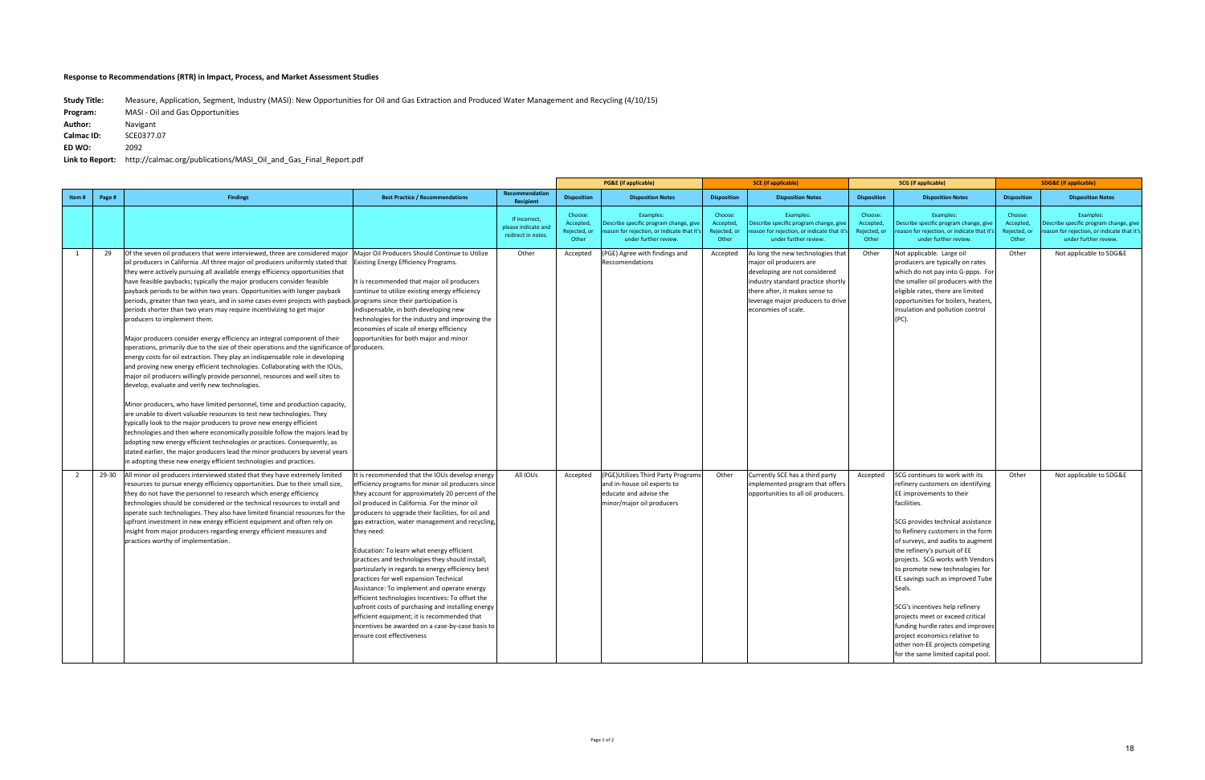**Response to Recommendations (RTR) in Impact, Process, and Market Assessment Studies**

**Study Title:** Measure, Application, Segment, Industry (MASI): New Opportunities for Oil and Gas Extraction and Produced Water Management and Recycling (4/10/15)
**Program:** MASI - Oil and Gas Opportunities
**Author:** Navigant
**Calmac ID:** SCE0377.07
**ED WO:** 2092
**Link to Report:** http://calmac.org/publications/MASI_Oil_and_Gas_Final_Report.pdf

| | | | | | PG&E (if applicable) | | SCE (if applicable) | | SCG (if applicable) | | SDG&E (if applicable) | |
|---|---|---|---|---|---|---|---|---|---|---|---|---|
| Item # | Page # | Findings | Best Practice / Recommendations | Recommendation Recipient | Disposition | Disposition Notes | Disposition | Disposition Notes | Disposition | Disposition Notes | Disposition | Disposition Notes |
| | | | | If incorrect, please indicate and redirect in notes. | Choose: Accepted, Rejected, or Other | Examples: Describe specific program change, give reason for rejection, or indicate that it's under further review. | Choose: Accepted, Rejected, or Other | Examples: Describe specific program change, give reason for rejection, or indicate that it's under further review. | Choose: Accepted, Rejected, or Other | Examples: Describe specific program change, give reason for rejection, or indicate that it's under further review. | Choose: Accepted, Rejected, or Other | Examples: Describe specific program change, give reason for rejection, or indicate that it's under further review. |
| 1 | 29 | Of the seven oil producers that were interviewed, three are considered major oil producers in California .All three major oil producers uniformly stated that they were actively pursuing all available energy efficiency opportunities that have feasible paybacks; typically the major producers consider feasible payback periods to be within two years. Opportunities with longer payback periods, greater than two years, and in some cases even projects with payback periods shorter than two years may require incentivizing to get major producers to implement them.<br><br>Major producers consider energy efficiency an integral component of their operations, primarily due to the size of their operations and the significance of energy costs for oil extraction. They play an indispensable role in developing and proving new energy efficient technologies. Collaborating with the IOUs, major oil producers willingly provide personnel, resources and well sites to develop, evaluate and verify new technologies.<br><br>Minor producers, who have limited personnel, time and production capacity, are unable to divert valuable resources to test new technologies. They typically look to the major producers to prove new energy efficient technologies and then where economically possible follow the majors lead by adopting new energy efficient technologies or practices. Consequently, as stated earlier, the major producers lead the minor producers by several years in adopting these new energy efficient technologies and practices. | Major Oil Producers Should Continue to Utilize Existing Energy Efficiency Programs.<br><br>It is recommended that major oil producers continue to utilize existing energy efficiency programs since their participation is indispensable, in both developing new technologies for the industry and improving the economies of scale of energy efficiency opportunities for both major and minor producers. | Other | Accepted | (PGE) Agree with findings and Reccomendations | Accepted | As long the new technologies that major oil producers are developing are not considered industry standard practice shortly there after, it makes sense to leverage major producers to drive economies of scale. | Other | Not applicable. Large oil producers are typically on rates which do not pay into G-ppps. For the smaller oil producers with the eligible rates, there are limited opportunities for boilers, heaters, insulation and pollution control (PC). | Other | Not applicable to SDG&E |
| 2 | 29-30 | All minor oil producers interviewed stated that they have extremely limited resources to pursue energy efficiency opportunities. Due to their small size, they do not have the personnel to research which energy efficiency technologies should be considered or the technical resources to install and operate such technologies. They also have limited financial resources for the upfront investment in new energy efficient equipment and often rely on insight from major producers regarding energy efficient measures and practices worthy of implementation. | It is recommended that the IOUs develop energy efficiency programs for minor oil producers since they account for approximately 20 percent of the oil produced in California. For the minor oil producers to upgrade their facilities, for oil and gas extraction, water management and recycling, they need:<br><br>Education: To learn what energy efficient practices and technologies they should install, particularly in regards to energy efficiency best practices for well expansion Technical Assistance: To implement and operate energy efficient technologies Incentives: To offset the upfront costs of purchasing and installing energy efficient equipment; it is recommended that incentives be awarded on a case-by-case basis to ensure cost effectiveness | All IOUs | Accepted | (PGE)Utilizes Third Party Programs and in-house experts to educate and advise the minor/major oil producers | Other | Currently SCE has a third party implemented program that offers opportunities to all oil producers. | Accepted | SCG continues to work with its refinery customers on identifying EE improvements to their facilities.<br><br>SCG provides technical assistance to Refinery customers in the form of surveys, and audits to augment the refinery's pursuit of EE projects. SCG works with Vendors to promote new technologies for EE savings such as improved Tube Seals.<br><br>SCG's incentives help refinery projects meet or exceed critical funding hurdle rates and improves project economics relative to other non-EE projects competing for the same limited capital pool. | Other | Not applicable to SDG&E |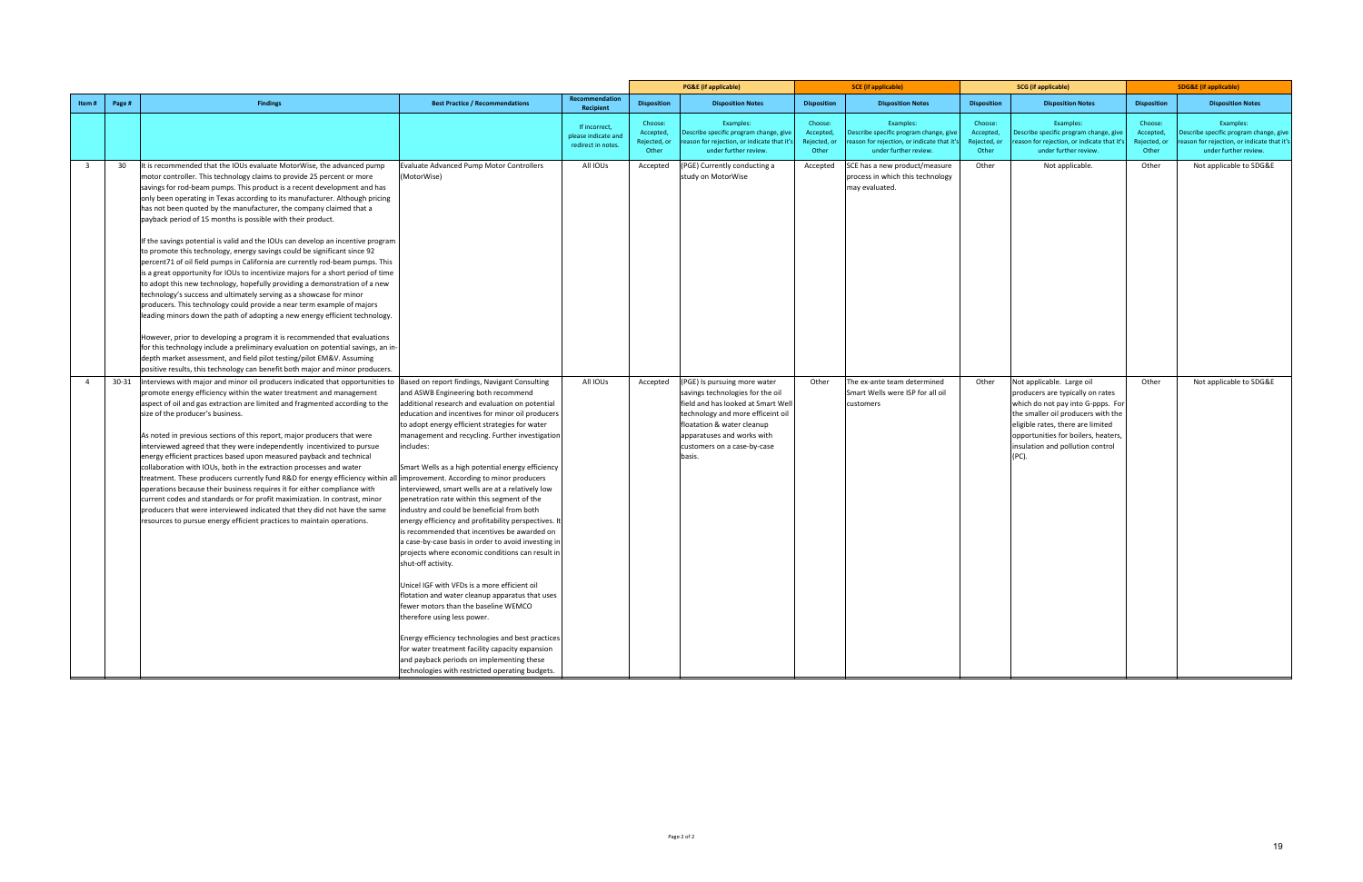| Item # | Page # | Findings | Best Practice / Recommendations | Recommendation Recipient | PG&E (if applicable) | | SCE (if applicable) | | SCG (if applicable) | | SDG&E (if applicable) | |
|---|---|---|---|---|---|---|---|---|---|---|---|---|
| | | | | | Disposition | Disposition Notes | Disposition | Disposition Notes | Disposition | Disposition Notes | Disposition | Disposition Notes |
| | | | | If incorrect, please indicate and redirect in notes. | Choose: Accepted, Rejected, or Other | Examples: Describe specific program change, give reason for rejection, or indicate that it's under further review. | Choose: Accepted, Rejected, or Other | Examples: Describe specific program change, give reason for rejection, or indicate that it's under further review. | Choose: Accepted, Rejected, or Other | Examples: Describe specific program change, give reason for rejection, or indicate that it's under further review. | Choose: Accepted, Rejected, or Other | Examples: Describe specific program change, give reason for rejection, or indicate that it's under further review. |
| 3 | 30 | It is recommended that the IOUs evaluate MotorWise, the advanced pump motor controller. This technology claims to provide 25 percent or more savings for rod-beam pumps. This product is a recent development and has only been operating in Texas according to its manufacturer. Although pricing has not been quoted by the manufacturer, the company claimed that a payback period of 15 months is possible with their product.<br><br>If the savings potential is valid and the IOUs can develop an incentive program to promote this technology, energy savings could be significant since 92 percent71 of oil field pumps in California are currently rod-beam pumps. This is a great opportunity for IOUs to incentivize majors for a short period of time to adopt this new technology, hopefully providing a demonstration of a new technology's success and ultimately serving as a showcase for minor producers. This technology could provide a near term example of majors leading minors down the path of adopting a new energy efficient technology.<br><br>However, prior to developing a program it is recommended that evaluations for this technology include a preliminary evaluation on potential savings, an in-depth market assessment, and field pilot testing/pilot EM&V. Assuming positive results, this technology can benefit both major and minor producers. | Evaluate Advanced Pump Motor Controllers (MotorWise) | All IOUs | Accepted | (PGE) Currently conducting a study on MotorWise | Accepted | SCE has a new product/measure process in which this technology may evaluated. | Other | Not applicable. | Other | Not applicable to SDG&E |
| 4 | 30-31 | Interviews with major and minor oil producers indicated that opportunities to promote energy efficiency within the water treatment and management aspect of oil and gas extraction are limited and fragmented according to the size of the producer's business.<br><br>As noted in previous sections of this report, major producers that were interviewed agreed that they were independently incentivized to pursue energy efficient practices based upon measured payback and technical collaboration with IOUs, both in the extraction processes and water treatment. These producers currently fund R&D for energy efficiency within all operations because their business requires it for either compliance with current codes and standards or for profit maximization. In contrast, minor producers that were interviewed indicated that they did not have the same resources to pursue energy efficient practices to maintain operations. | Based on report findings, Navigant Consulting and ASWB Engineering both recommend additional research and evaluation on potential education and incentives for minor oil producers to adopt energy efficient strategies for water management and recycling. Further investigation includes:<br><br>Smart Wells as a high potential energy efficiency improvement. According to minor producers interviewed, smart wells are at a relatively low penetration rate within this segment of the industry and could be beneficial from both energy efficiency and profitability perspectives. It is recommended that incentives be awarded on a case-by-case basis in order to avoid investing in projects where economic conditions can result in shut-off activity.<br><br>Unicel IGF with VFDs is a more efficient oil flotation and water cleanup apparatus that uses fewer motors than the baseline WEMCO therefore using less power.<br><br>Energy efficiency technologies and best practices for water treatment facility capacity expansion and payback periods on implementing these technologies with restricted operating budgets. | All IOUs | Accepted | (PGE) Is pursuing more water savings technologies for the oil field and has looked at Smart Well technology and more efficeint oil floatation & water cleanup apparatuses and works with customers on a case-by-case basis. | Other | The ex-ante team determined Smart Wells were ISP for all oil customers | Other | Not applicable. Large oil producers are typically on rates which do not pay into G-ppps. For the smaller oil producers with the eligible rates, there are limited opportunities for boilers, heaters, insulation and pollution control (PC). | Other | Not applicable to SDG&E |